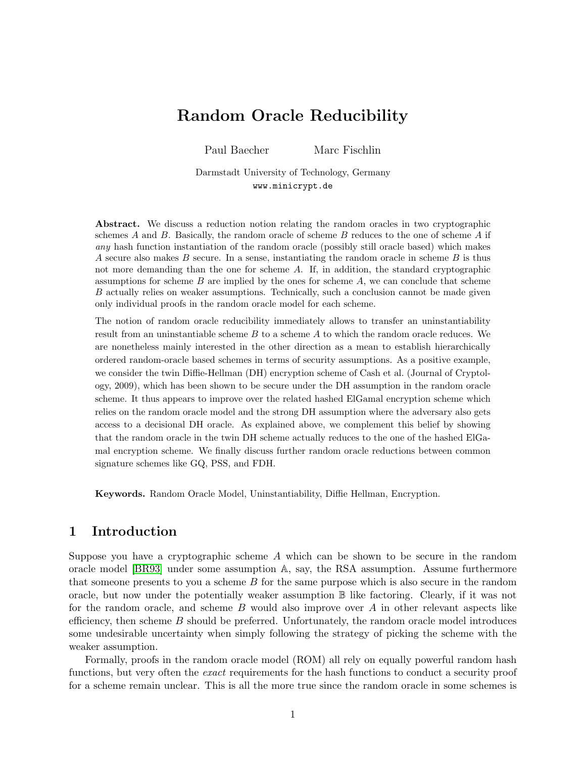# Random Oracle Reducibility

Paul Baecher Marc Fischlin

Darmstadt University of Technology, Germany
www.minicrypt.de

**Abstract.** We discuss a reduction notion relating the random oracles in two cryptographic schemes $A$ and $B$. Basically, the random oracle of scheme $B$ reduces to the one of scheme $A$ if *any* hash function instantiation of the random oracle (possibly still oracle based) which makes $A$ secure also makes $B$ secure. In a sense, instantiating the random oracle in scheme $B$ is thus not more demanding than the one for scheme $A$. If, in addition, the standard cryptographic assumptions for scheme $B$ are implied by the ones for scheme $A$, we can conclude that scheme $B$ actually relies on weaker assumptions. Technically, such a conclusion cannot be made given only individual proofs in the random oracle model for each scheme.

The notion of random oracle reducibility immediately allows to transfer an uninstantiability result from an uninstantiable scheme $B$ to a scheme $A$ to which the random oracle reduces. We are nonetheless mainly interested in the other direction as a mean to establish hierarchically ordered random-oracle based schemes in terms of security assumptions. As a positive example, we consider the twin Diffie-Hellman (DH) encryption scheme of Cash et al. (Journal of Cryptology, 2009), which has been shown to be secure under the DH assumption in the random oracle scheme. It thus appears to improve over the related hashed ElGamal encryption scheme which relies on the random oracle model and the strong DH assumption where the adversary also gets access to a decisional DH oracle. As explained above, we complement this belief by showing that the random oracle in the twin DH scheme actually reduces to the one of the hashed ElGamal encryption scheme. We finally discuss further random oracle reductions between common signature schemes like GQ, PSS, and FDH.

**Keywords.** Random Oracle Model, Uninstantiability, Diffie Hellman, Encryption.

## 1 Introduction

Suppose you have a cryptographic scheme $A$ which can be shown to be secure in the random oracle model [BR93] under some assumption $\mathbb{A}$, say, the RSA assumption. Assume furthermore that someone presents to you a scheme $B$ for the same purpose which is also secure in the random oracle, but now under the potentially weaker assumption $\mathbb{B}$ like factoring. Clearly, if it was not for the random oracle, and scheme $B$ would also improve over $A$ in other relevant aspects like efficiency, then scheme $B$ should be preferred. Unfortunately, the random oracle model introduces some undesirable uncertainty when simply following the strategy of picking the scheme with the weaker assumption.

Formally, proofs in the random oracle model (ROM) all rely on equally powerful random hash functions, but very often the *exact* requirements for the hash functions to conduct a security proof for a scheme remain unclear. This is all the more true since the random oracle in some schemes is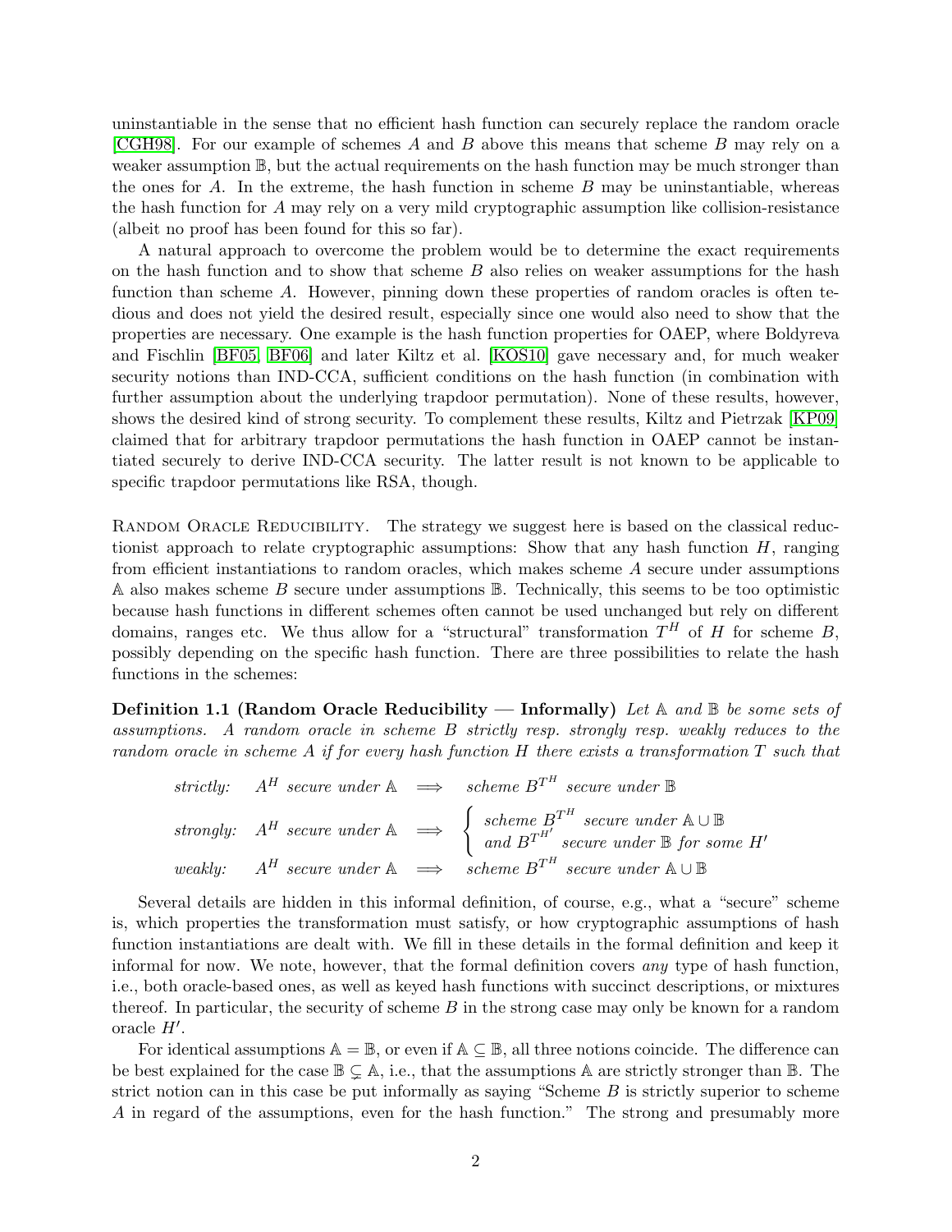uninstantiable in the sense that no efficient hash function can securely replace the random oracle [CGH98]. For our example of schemes $A$ and $B$ above this means that scheme $B$ may rely on a weaker assumption $\mathbb{B}$, but the actual requirements on the hash function may be much stronger than the ones for $A$. In the extreme, the hash function in scheme $B$ may be uninstantiable, whereas the hash function for $A$ may rely on a very mild cryptographic assumption like collision-resistance (albeit no proof has been found for this so far).

A natural approach to overcome the problem would be to determine the exact requirements on the hash function and to show that scheme $B$ also relies on weaker assumptions for the hash function than scheme $A$. However, pinning down these properties of random oracles is often tedious and does not yield the desired result, especially since one would also need to show that the properties are necessary. One example is the hash function properties for OAEP, where Boldyreva and Fischlin [BF05, BF06] and later Kiltz et al. [KOS10] gave necessary and, for much weaker security notions than IND-CCA, sufficient conditions on the hash function (in combination with further assumption about the underlying trapdoor permutation). None of these results, however, shows the desired kind of strong security. To complement these results, Kiltz and Pietrzak [KP09] claimed that for arbitrary trapdoor permutations the hash function in OAEP cannot be instantiated securely to derive IND-CCA security. The latter result is not known to be applicable to specific trapdoor permutations like RSA, though.

Random Oracle Reducibility. The strategy we suggest here is based on the classical reductionist approach to relate cryptographic assumptions: Show that any hash function $H$, ranging from efficient instantiations to random oracles, which makes scheme $A$ secure under assumptions $\mathbb{A}$ also makes scheme $B$ secure under assumptions $\mathbb{B}$. Technically, this seems to be too optimistic because hash functions in different schemes often cannot be used unchanged but rely on different domains, ranges etc. We thus allow for a "structural" transformation $T^H$ of $H$ for scheme $B$, possibly depending on the specific hash function. There are three possibilities to relate the hash functions in the schemes:

**Definition 1.1 (Random Oracle Reducibility — Informally)** *Let $\mathbb{A}$ and $\mathbb{B}$ be some sets of assumptions. A random oracle in scheme $B$ strictly resp. strongly resp. weakly reduces to the random oracle in scheme $A$ if for every hash function $H$ there exists a transformation $T$ such that*

$$\begin{aligned}
&\textit{strictly:} \quad A^H \text{ secure under } \mathbb{A} \implies \text{scheme } B^{T^H} \text{ secure under } \mathbb{B} \\
&\textit{strongly:} \quad A^H \text{ secure under } \mathbb{A} \implies \begin{cases} \text{scheme } B^{T^H} \text{ secure under } \mathbb{A} \cup \mathbb{B} \\ \text{and } B^{T^{H'}} \text{ secure under } \mathbb{B} \text{ for some } H' \end{cases} \\
&\textit{weakly:} \quad A^H \text{ secure under } \mathbb{A} \implies \text{scheme } B^{T^H} \text{ secure under } \mathbb{A} \cup \mathbb{B}
\end{aligned}$$

Several details are hidden in this informal definition, of course, e.g., what a "secure" scheme is, which properties the transformation must satisfy, or how cryptographic assumptions of hash function instantiations are dealt with. We fill in these details in the formal definition and keep it informal for now. We note, however, that the formal definition covers *any* type of hash function, i.e., both oracle-based ones, as well as keyed hash functions with succinct descriptions, or mixtures thereof. In particular, the security of scheme $B$ in the strong case may only be known for a random oracle $H'$.

For identical assumptions $\mathbb{A} = \mathbb{B}$, or even if $\mathbb{A} \subseteq \mathbb{B}$, all three notions coincide. The difference can be best explained for the case $\mathbb{B} \subsetneq \mathbb{A}$, i.e., that the assumptions $\mathbb{A}$ are strictly stronger than $\mathbb{B}$. The strict notion can in this case be put informally as saying "Scheme $B$ is strictly superior to scheme $A$ in regard of the assumptions, even for the hash function." The strong and presumably more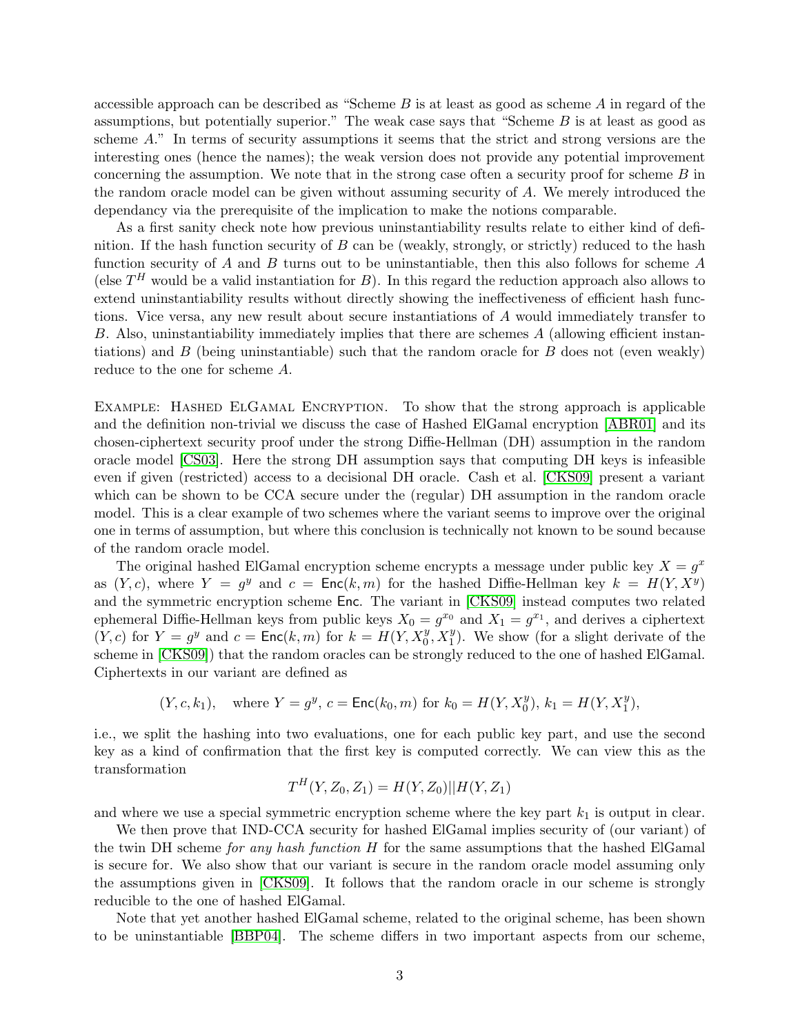accessible approach can be described as "Scheme $B$ is at least as good as scheme $A$ in regard of the assumptions, but potentially superior." The weak case says that "Scheme $B$ is at least as good as scheme $A$." In terms of security assumptions it seems that the strict and strong versions are the interesting ones (hence the names); the weak version does not provide any potential improvement concerning the assumption. We note that in the strong case often a security proof for scheme $B$ in the random oracle model can be given without assuming security of $A$. We merely introduced the dependancy via the prerequisite of the implication to make the notions comparable.

As a first sanity check note how previous uninstantiability results relate to either kind of definition. If the hash function security of $B$ can be (weakly, strongly, or strictly) reduced to the hash function security of $A$ and $B$ turns out to be uninstantiable, then this also follows for scheme $A$ (else $T^H$ would be a valid instantiation for $B$). In this regard the reduction approach also allows to extend uninstantiability results without directly showing the ineffectiveness of efficient hash functions. Vice versa, any new result about secure instantiations of $A$ would immediately transfer to $B$. Also, uninstantiability immediately implies that there are schemes $A$ (allowing efficient instantiations) and $B$ (being uninstantiable) such that the random oracle for $B$ does not (even weakly) reduce to the one for scheme $A$.

Example: Hashed ElGamal Encryption. To show that the strong approach is applicable and the definition non-trivial we discuss the case of Hashed ElGamal encryption [ABR01] and its chosen-ciphertext security proof under the strong Diffie-Hellman (DH) assumption in the random oracle model [CS03]. Here the strong DH assumption says that computing DH keys is infeasible even if given (restricted) access to a decisional DH oracle. Cash et al. [CKS09] present a variant which can be shown to be CCA secure under the (regular) DH assumption in the random oracle model. This is a clear example of two schemes where the variant seems to improve over the original one in terms of assumption, but where this conclusion is technically not known to be sound because of the random oracle model.

The original hashed ElGamal encryption scheme encrypts a message under public key $X = g^x$ as $(Y, c)$, where $Y = g^y$ and $c = \mathsf{Enc}(k, m)$ for the hashed Diffie-Hellman key $k = H(Y, X^y)$ and the symmetric encryption scheme $\mathsf{Enc}$. The variant in [CKS09] instead computes two related ephemeral Diffie-Hellman keys from public keys $X_0 = g^{x_0}$ and $X_1 = g^{x_1}$, and derives a ciphertext $(Y, c)$ for $Y = g^y$ and $c = \mathsf{Enc}(k, m)$ for $k = H(Y, X_0^y, X_1^y)$. We show (for a slight derivate of the scheme in [CKS09]) that the random oracles can be strongly reduced to the one of hashed ElGamal. Ciphertexts in our variant are defined as

$$(Y, c, k_1), \quad \text{where } Y = g^y,\ c = \mathsf{Enc}(k_0, m) \text{ for } k_0 = H(Y, X_0^y),\ k_1 = H(Y, X_1^y),$$

i.e., we split the hashing into two evaluations, one for each public key part, and use the second key as a kind of confirmation that the first key is computed correctly. We can view this as the transformation

$$T^H(Y, Z_0, Z_1) = H(Y, Z_0) || H(Y, Z_1)$$

and where we use a special symmetric encryption scheme where the key part $k_1$ is output in clear.

We then prove that IND-CCA security for hashed ElGamal implies security of (our variant) of the twin DH scheme *for any hash function* $H$ for the same assumptions that the hashed ElGamal is secure for. We also show that our variant is secure in the random oracle model assuming only the assumptions given in [CKS09]. It follows that the random oracle in our scheme is strongly reducible to the one of hashed ElGamal.

Note that yet another hashed ElGamal scheme, related to the original scheme, has been shown to be uninstantiable [BBP04]. The scheme differs in two important aspects from our scheme,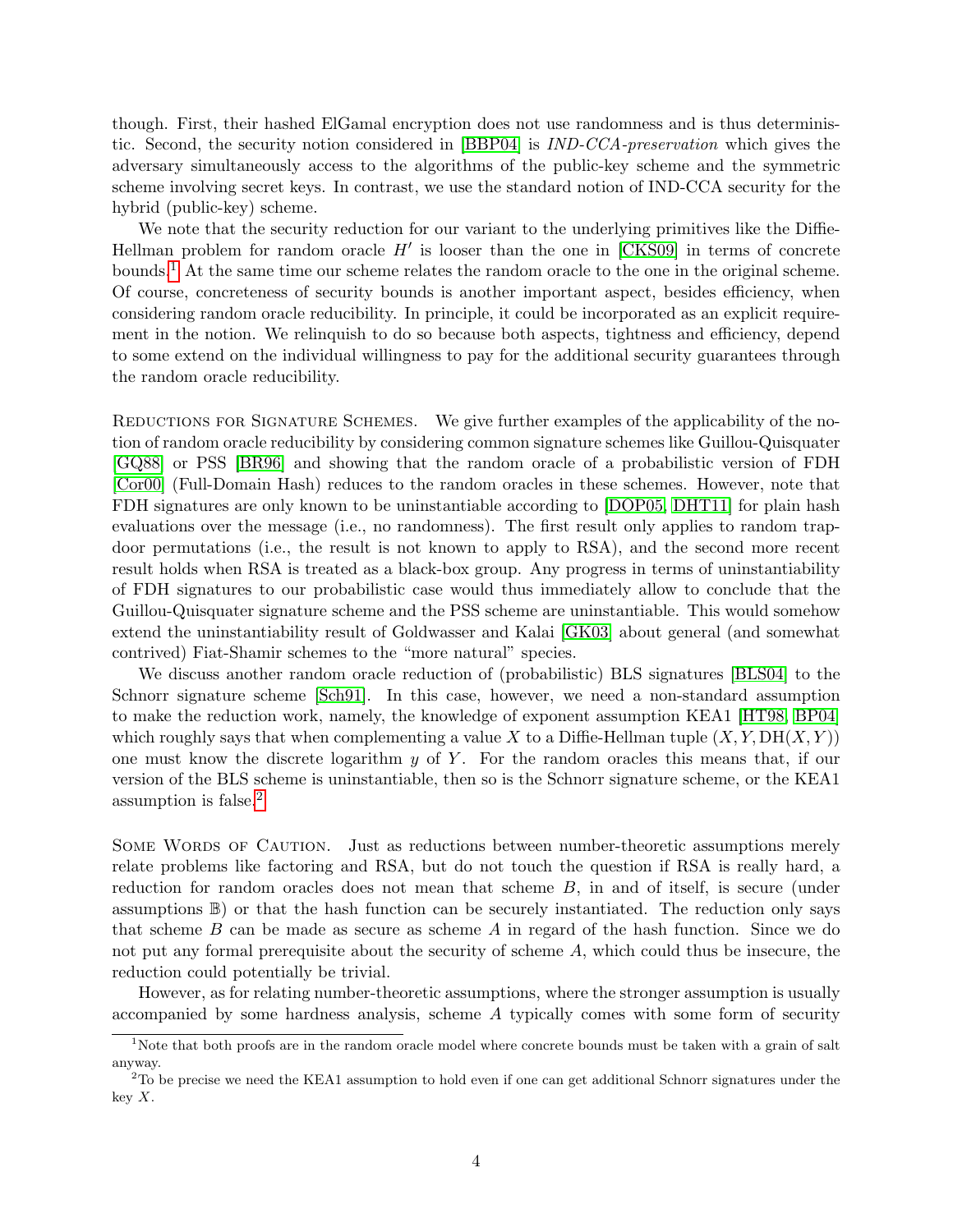though. First, their hashed ElGamal encryption does not use randomness and is thus deterministic. Second, the security notion considered in [BBP04] is *IND-CCA-preservation* which gives the adversary simultaneously access to the algorithms of the public-key scheme and the symmetric scheme involving secret keys. In contrast, we use the standard notion of IND-CCA security for the hybrid (public-key) scheme.

We note that the security reduction for our variant to the underlying primitives like the Diffie-Hellman problem for random oracle $H'$ is looser than the one in [CKS09] in terms of concrete bounds.[1] At the same time our scheme relates the random oracle to the one in the original scheme. Of course, concreteness of security bounds is another important aspect, besides efficiency, when considering random oracle reducibility. In principle, it could be incorporated as an explicit requirement in the notion. We relinquish to do so because both aspects, tightness and efficiency, depend to some extend on the individual willingness to pay for the additional security guarantees through the random oracle reducibility.

Reductions for Signature Schemes. We give further examples of the applicability of the notion of random oracle reducibility by considering common signature schemes like Guillou-Quisquater [GQ88] or PSS [BR96] and showing that the random oracle of a probabilistic version of FDH [Cor00] (Full-Domain Hash) reduces to the random oracles in these schemes. However, note that FDH signatures are only known to be uninstantiable according to [DOP05, DHT11] for plain hash evaluations over the message (i.e., no randomness). The first result only applies to random trapdoor permutations (i.e., the result is not known to apply to RSA), and the second more recent result holds when RSA is treated as a black-box group. Any progress in terms of uninstantiability of FDH signatures to our probabilistic case would thus immediately allow to conclude that the Guillou-Quisquater signature scheme and the PSS scheme are uninstantiable. This would somehow extend the uninstantiability result of Goldwasser and Kalai [GK03] about general (and somewhat contrived) Fiat-Shamir schemes to the "more natural" species.

We discuss another random oracle reduction of (probabilistic) BLS signatures [BLS04] to the Schnorr signature scheme [Sch91]. In this case, however, we need a non-standard assumption to make the reduction work, namely, the knowledge of exponent assumption KEA1 [HT98, BP04] which roughly says that when complementing a value $X$ to a Diffie-Hellman tuple $(X, Y, \mathrm{DH}(X, Y))$ one must know the discrete logarithm $y$ of $Y$. For the random oracles this means that, if our version of the BLS scheme is uninstantiable, then so is the Schnorr signature scheme, or the KEA1 assumption is false.[2]

Some Words of Caution. Just as reductions between number-theoretic assumptions merely relate problems like factoring and RSA, but do not touch the question if RSA is really hard, a reduction for random oracles does not mean that scheme $B$, in and of itself, is secure (under assumptions $\mathbb{B}$) or that the hash function can be securely instantiated. The reduction only says that scheme $B$ can be made as secure as scheme $A$ in regard of the hash function. Since we do not put any formal prerequisite about the security of scheme $A$, which could thus be insecure, the reduction could potentially be trivial.

However, as for relating number-theoretic assumptions, where the stronger assumption is usually accompanied by some hardness analysis, scheme $A$ typically comes with some form of security

[1] Note that both proofs are in the random oracle model where concrete bounds must be taken with a grain of salt anyway.

[2] To be precise we need the KEA1 assumption to hold even if one can get additional Schnorr signatures under the key $X$.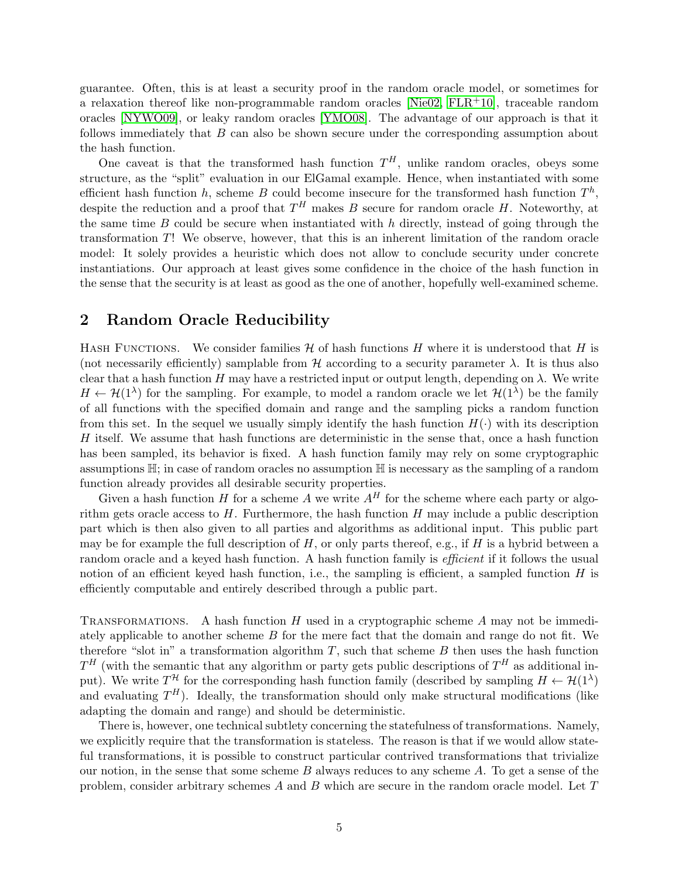guarantee. Often, this is at least a security proof in the random oracle model, or sometimes for a relaxation thereof like non-programmable random oracles [Nie02, FLR+10], traceable random oracles [NYWO09], or leaky random oracles [YMO08]. The advantage of our approach is that it follows immediately that $B$ can also be shown secure under the corresponding assumption about the hash function.

One caveat is that the transformed hash function $T^H$, unlike random oracles, obeys some structure, as the "split" evaluation in our ElGamal example. Hence, when instantiated with some efficient hash function $h$, scheme $B$ could become insecure for the transformed hash function $T^h$, despite the reduction and a proof that $T^H$ makes $B$ secure for random oracle $H$. Noteworthy, at the same time $B$ could be secure when instantiated with $h$ directly, instead of going through the transformation $T$! We observe, however, that this is an inherent limitation of the random oracle model: It solely provides a heuristic which does not allow to conclude security under concrete instantiations. Our approach at least gives some confidence in the choice of the hash function in the sense that the security is at least as good as the one of another, hopefully well-examined scheme.

## 2 Random Oracle Reducibility

Hash Functions. We consider families $\mathcal{H}$ of hash functions $H$ where it is understood that $H$ is (not necessarily efficiently) samplable from $\mathcal{H}$ according to a security parameter $\lambda$. It is thus also clear that a hash function $H$ may have a restricted input or output length, depending on $\lambda$. We write $H \leftarrow \mathcal{H}(1^\lambda)$ for the sampling. For example, to model a random oracle we let $\mathcal{H}(1^\lambda)$ be the family of all functions with the specified domain and range and the sampling picks a random function from this set. In the sequel we usually simply identify the hash function $H(\cdot)$ with its description $H$ itself. We assume that hash functions are deterministic in the sense that, once a hash function has been sampled, its behavior is fixed. A hash function family may rely on some cryptographic assumptions $\mathbb{H}$; in case of random oracles no assumption $\mathbb{H}$ is necessary as the sampling of a random function already provides all desirable security properties.

Given a hash function $H$ for a scheme $A$ we write $A^H$ for the scheme where each party or algorithm gets oracle access to $H$. Furthermore, the hash function $H$ may include a public description part which is then also given to all parties and algorithms as additional input. This public part may be for example the full description of $H$, or only parts thereof, e.g., if $H$ is a hybrid between a random oracle and a keyed hash function. A hash function family is *efficient* if it follows the usual notion of an efficient keyed hash function, i.e., the sampling is efficient, a sampled function $H$ is efficiently computable and entirely described through a public part.

Transformations. A hash function $H$ used in a cryptographic scheme $A$ may not be immediately applicable to another scheme $B$ for the mere fact that the domain and range do not fit. We therefore "slot in" a transformation algorithm $T$, such that scheme $B$ then uses the hash function $T^H$ (with the semantic that any algorithm or party gets public descriptions of $T^H$ as additional input). We write $T^{\mathcal{H}}$ for the corresponding hash function family (described by sampling $H \leftarrow \mathcal{H}(1^\lambda)$ and evaluating $T^H$). Ideally, the transformation should only make structural modifications (like adapting the domain and range) and should be deterministic.

There is, however, one technical subtlety concerning the statefulness of transformations. Namely, we explicitly require that the transformation is stateless. The reason is that if we would allow stateful transformations, it is possible to construct particular contrived transformations that trivialize our notion, in the sense that some scheme $B$ always reduces to any scheme $A$. To get a sense of the problem, consider arbitrary schemes $A$ and $B$ which are secure in the random oracle model. Let $T$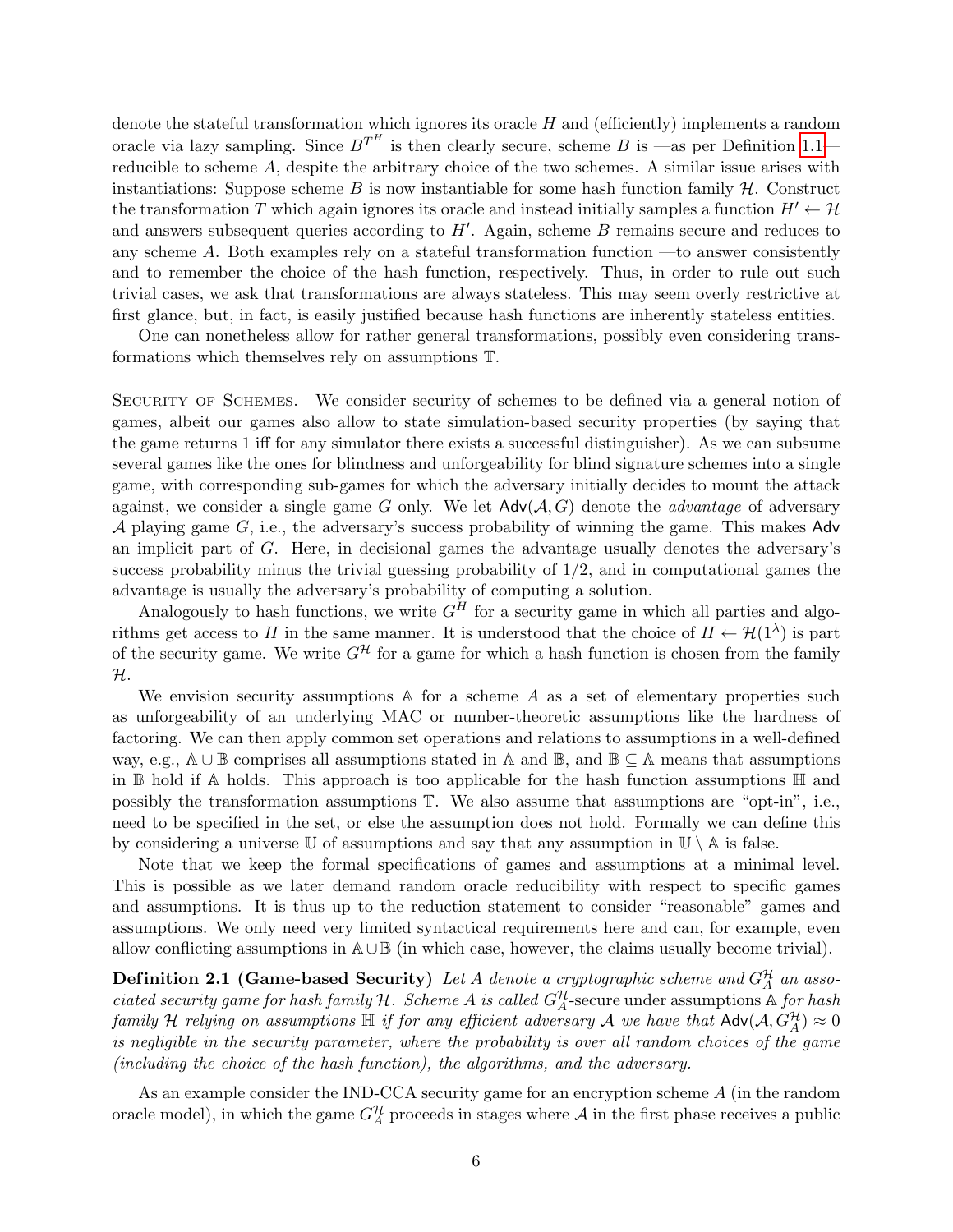denote the stateful transformation which ignores its oracle $H$ and (efficiently) implements a random oracle via lazy sampling. Since $B^{T^H}$ is then clearly secure, scheme $B$ is —as per Definition 1.1— reducible to scheme $A$, despite the arbitrary choice of the two schemes. A similar issue arises with instantiations: Suppose scheme $B$ is now instantiable for some hash function family $\mathcal{H}$. Construct the transformation $T$ which again ignores its oracle and instead initially samples a function $H' \leftarrow \mathcal{H}$ and answers subsequent queries according to $H'$. Again, scheme $B$ remains secure and reduces to any scheme $A$. Both examples rely on a stateful transformation function —to answer consistently and to remember the choice of the hash function, respectively. Thus, in order to rule out such trivial cases, we ask that transformations are always stateless. This may seem overly restrictive at first glance, but, in fact, is easily justified because hash functions are inherently stateless entities.

One can nonetheless allow for rather general transformations, possibly even considering transformations which themselves rely on assumptions $\mathbb{T}$.

Security of Schemes. We consider security of schemes to be defined via a general notion of games, albeit our games also allow to state simulation-based security properties (by saying that the game returns 1 iff for any simulator there exists a successful distinguisher). As we can subsume several games like the ones for blindness and unforgeability for blind signature schemes into a single game, with corresponding sub-games for which the adversary initially decides to mount the attack against, we consider a single game $G$ only. We let $\mathsf{Adv}(\mathcal{A}, G)$ denote the *advantage* of adversary $\mathcal{A}$ playing game $G$, i.e., the adversary's success probability of winning the game. This makes $\mathsf{Adv}$ an implicit part of $G$. Here, in decisional games the advantage usually denotes the adversary's success probability minus the trivial guessing probability of $1/2$, and in computational games the advantage is usually the adversary's probability of computing a solution.

Analogously to hash functions, we write $G^H$ for a security game in which all parties and algorithms get access to $H$ in the same manner. It is understood that the choice of $H \leftarrow \mathcal{H}(1^\lambda)$ is part of the security game. We write $G^{\mathcal{H}}$ for a game for which a hash function is chosen from the family $\mathcal{H}$.

We envision security assumptions $\mathbb{A}$ for a scheme $A$ as a set of elementary properties such as unforgeability of an underlying MAC or number-theoretic assumptions like the hardness of factoring. We can then apply common set operations and relations to assumptions in a well-defined way, e.g., $\mathbb{A} \cup \mathbb{B}$ comprises all assumptions stated in $\mathbb{A}$ and $\mathbb{B}$, and $\mathbb{B} \subseteq \mathbb{A}$ means that assumptions in $\mathbb{B}$ hold if $\mathbb{A}$ holds. This approach is too applicable for the hash function assumptions $\mathbb{H}$ and possibly the transformation assumptions $\mathbb{T}$. We also assume that assumptions are "opt-in", i.e., need to be specified in the set, or else the assumption does not hold. Formally we can define this by considering a universe $\mathbb{U}$ of assumptions and say that any assumption in $\mathbb{U} \setminus \mathbb{A}$ is false.

Note that we keep the formal specifications of games and assumptions at a minimal level. This is possible as we later demand random oracle reducibility with respect to specific games and assumptions. It is thus up to the reduction statement to consider "reasonable" games and assumptions. We only need very limited syntactical requirements here and can, for example, even allow conflicting assumptions in $\mathbb{A} \cup \mathbb{B}$ (in which case, however, the claims usually become trivial).

**Definition 2.1 (Game-based Security)** *Let $A$ denote a cryptographic scheme and $G_A^{\mathcal{H}}$ an associated security game for hash family $\mathcal{H}$. Scheme $A$ is called* $G_A^{\mathcal{H}}$-secure *under assumptions $\mathbb{A}$ for hash family $\mathcal{H}$ relying on assumptions $\mathbb{H}$ if for any efficient adversary $\mathcal{A}$ we have that $\mathsf{Adv}(\mathcal{A}, G_A^{\mathcal{H}}) \approx 0$ is negligible in the security parameter, where the probability is over all random choices of the game (including the choice of the hash function), the algorithms, and the adversary.*

As an example consider the IND-CCA security game for an encryption scheme $A$ (in the random oracle model), in which the game $G_A^{\mathcal{H}}$ proceeds in stages where $\mathcal{A}$ in the first phase receives a public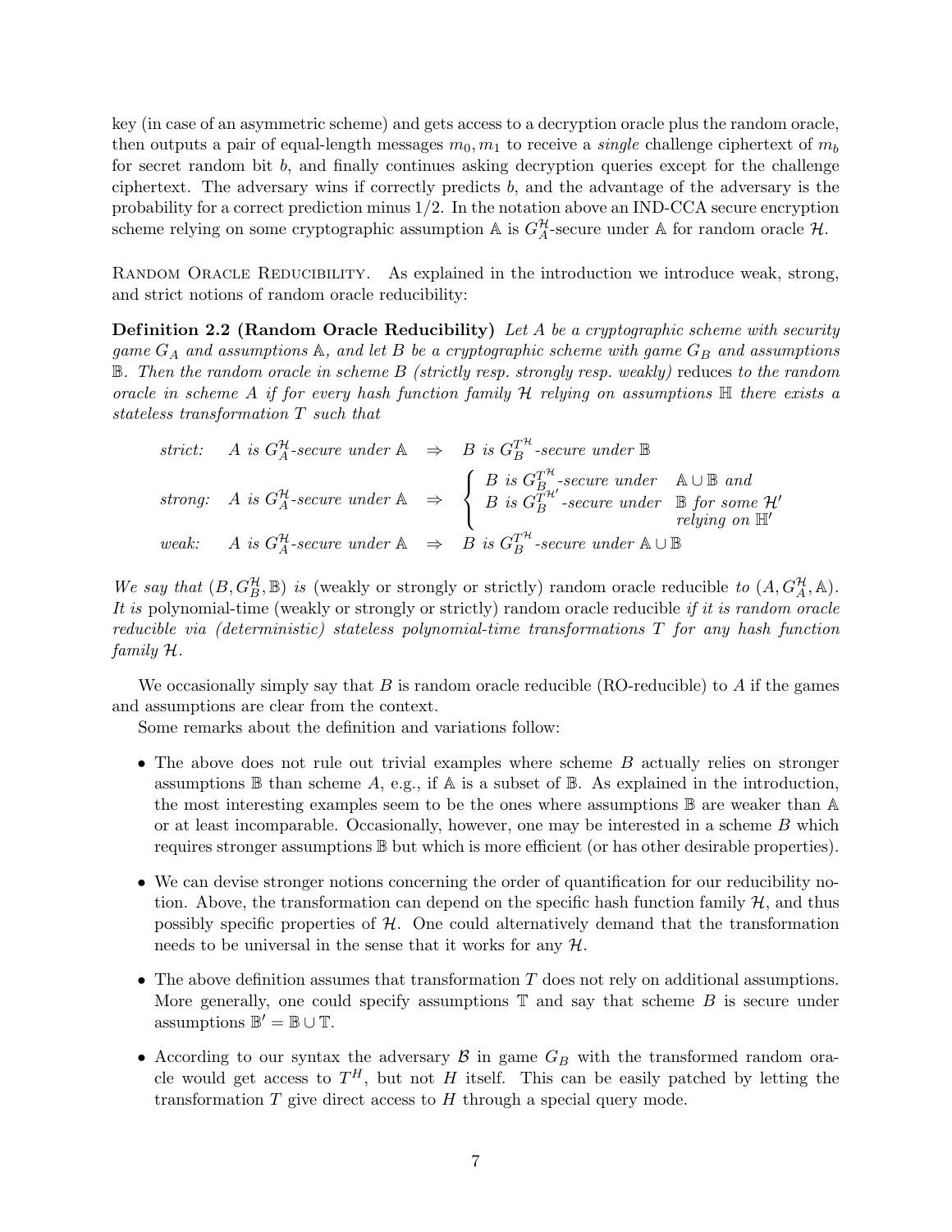key (in case of an asymmetric scheme) and gets access to a decryption oracle plus the random oracle, then outputs a pair of equal-length messages $m_0, m_1$ to receive a *single* challenge ciphertext of $m_b$ for secret random bit $b$, and finally continues asking decryption queries except for the challenge ciphertext. The adversary wins if correctly predicts $b$, and the advantage of the adversary is the probability for a correct prediction minus $1/2$. In the notation above an IND-CCA secure encryption scheme relying on some cryptographic assumption $\mathbb{A}$ is $G_A^{\mathcal{H}}$-secure under $\mathbb{A}$ for random oracle $\mathcal{H}$.

Random Oracle Reducibility. As explained in the introduction we introduce weak, strong, and strict notions of random oracle reducibility:

**Definition 2.2 (Random Oracle Reducibility)** *Let $A$ be a cryptographic scheme with security game $G_A$ and assumptions $\mathbb{A}$, and let $B$ be a cryptographic scheme with game $G_B$ and assumptions $\mathbb{B}$. Then the random oracle in scheme $B$ (strictly resp. strongly resp. weakly)* reduces *to the random oracle in scheme $A$ if for every hash function family $\mathcal{H}$ relying on assumptions $\mathbb{H}$ there exists a stateless transformation $T$ such that*

$$\begin{array}{lll}
\textit{strict:} & A \textit{ is } G_A^{\mathcal{H}}\textit{-secure under } \mathbb{A} \;\Rightarrow & B \textit{ is } G_B^{T^{\mathcal{H}}}\textit{-secure under } \mathbb{B} \\
\textit{strong:} & A \textit{ is } G_A^{\mathcal{H}}\textit{-secure under } \mathbb{A} \;\Rightarrow & \left\{ \begin{array}{ll} B \textit{ is } G_B^{T^{\mathcal{H}}}\textit{-secure under} & \mathbb{A}\cup\mathbb{B} \textit{ and} \\ B \textit{ is } G_B^{T^{\mathcal{H}'}}\textit{-secure under} & \mathbb{B} \textit{ for some } \mathcal{H}' \\ & \textit{relying on } \mathbb{H}' \end{array} \right. \\
\textit{weak:} & A \textit{ is } G_A^{\mathcal{H}}\textit{-secure under } \mathbb{A} \;\Rightarrow & B \textit{ is } G_B^{T^{\mathcal{H}}}\textit{-secure under } \mathbb{A}\cup\mathbb{B}
\end{array}$$

*We say that $(B, G_B^{\mathcal{H}}, \mathbb{B})$ is* (weakly or strongly or strictly) random oracle reducible *to $(A, G_A^{\mathcal{H}}, \mathbb{A})$. It is* polynomial-time (weakly or strongly or strictly) random oracle reducible *if it is random oracle reducible via (deterministic) stateless polynomial-time transformations $T$ for any hash function family $\mathcal{H}$.*

We occasionally simply say that $B$ is random oracle reducible (RO-reducible) to $A$ if the games and assumptions are clear from the context.

Some remarks about the definition and variations follow:

- The above does not rule out trivial examples where scheme $B$ actually relies on stronger assumptions $\mathbb{B}$ than scheme $A$, e.g., if $\mathbb{A}$ is a subset of $\mathbb{B}$. As explained in the introduction, the most interesting examples seem to be the ones where assumptions $\mathbb{B}$ are weaker than $\mathbb{A}$ or at least incomparable. Occasionally, however, one may be interested in a scheme $B$ which requires stronger assumptions $\mathbb{B}$ but which is more efficient (or has other desirable properties).
- We can devise stronger notions concerning the order of quantification for our reducibility notion. Above, the transformation can depend on the specific hash function family $\mathcal{H}$, and thus possibly specific properties of $\mathcal{H}$. One could alternatively demand that the transformation needs to be universal in the sense that it works for any $\mathcal{H}$.
- The above definition assumes that transformation $T$ does not rely on additional assumptions. More generally, one could specify assumptions $\mathbb{T}$ and say that scheme $B$ is secure under assumptions $\mathbb{B}' = \mathbb{B} \cup \mathbb{T}$.
- According to our syntax the adversary $\mathcal{B}$ in game $G_B$ with the transformed random oracle would get access to $T^H$, but not $H$ itself. This can be easily patched by letting the transformation $T$ give direct access to $H$ through a special query mode.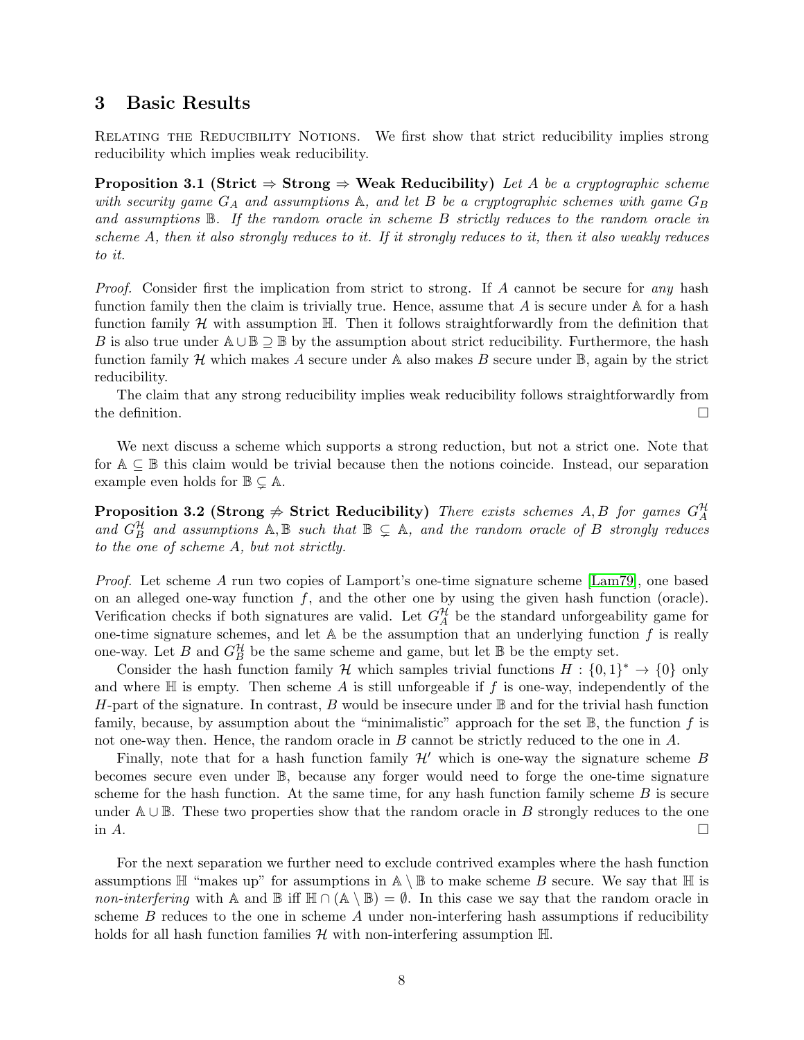## 3 Basic Results

Relating the Reducibility Notions. We first show that strict reducibility implies strong reducibility which implies weak reducibility.

**Proposition 3.1 (Strict $\Rightarrow$ Strong $\Rightarrow$ Weak Reducibility)** *Let $A$ be a cryptographic scheme with security game $G_A$ and assumptions $\mathbb{A}$, and let $B$ be a cryptographic schemes with game $G_B$ and assumptions $\mathbb{B}$. If the random oracle in scheme $B$ strictly reduces to the random oracle in scheme $A$, then it also strongly reduces to it. If it strongly reduces to it, then it also weakly reduces to it.*

*Proof.* Consider first the implication from strict to strong. If $A$ cannot be secure for *any* hash function family then the claim is trivially true. Hence, assume that $A$ is secure under $\mathbb{A}$ for a hash function family $\mathcal{H}$ with assumption $\mathbb{H}$. Then it follows straightforwardly from the definition that $B$ is also true under $\mathbb{A} \cup \mathbb{B} \supseteq \mathbb{B}$ by the assumption about strict reducibility. Furthermore, the hash function family $\mathcal{H}$ which makes $A$ secure under $\mathbb{A}$ also makes $B$ secure under $\mathbb{B}$, again by the strict reducibility.

The claim that any strong reducibility implies weak reducibility follows straightforwardly from the definition. □

We next discuss a scheme which supports a strong reduction, but not a strict one. Note that for $\mathbb{A} \subseteq \mathbb{B}$ this claim would be trivial because then the notions coincide. Instead, our separation example even holds for $\mathbb{B} \subsetneq \mathbb{A}$.

**Proposition 3.2 (Strong $\not\Rightarrow$ Strict Reducibility)** *There exists schemes $A, B$ for games $G_A^{\mathcal{H}}$ and $G_B^{\mathcal{H}}$ and assumptions $\mathbb{A}, \mathbb{B}$ such that $\mathbb{B} \subsetneq \mathbb{A}$, and the random oracle of $B$ strongly reduces to the one of scheme $A$, but not strictly.*

*Proof.* Let scheme $A$ run two copies of Lamport's one-time signature scheme [Lam79], one based on an alleged one-way function $f$, and the other one by using the given hash function (oracle). Verification checks if both signatures are valid. Let $G_A^{\mathcal{H}}$ be the standard unforgeability game for one-time signature schemes, and let $\mathbb{A}$ be the assumption that an underlying function $f$ is really one-way. Let $B$ and $G_B^{\mathcal{H}}$ be the same scheme and game, but let $\mathbb{B}$ be the empty set.

Consider the hash function family $\mathcal{H}$ which samples trivial functions $H : \{0,1\}^* \to \{0\}$ only and where $\mathbb{H}$ is empty. Then scheme $A$ is still unforgeable if $f$ is one-way, independently of the $H$-part of the signature. In contrast, $B$ would be insecure under $\mathbb{B}$ and for the trivial hash function family, because, by assumption about the "minimalistic" approach for the set $\mathbb{B}$, the function $f$ is not one-way then. Hence, the random oracle in $B$ cannot be strictly reduced to the one in $A$.

Finally, note that for a hash function family $\mathcal{H}'$ which is one-way the signature scheme $B$ becomes secure even under $\mathbb{B}$, because any forger would need to forge the one-time signature scheme for the hash function. At the same time, for any hash function family scheme $B$ is secure under $\mathbb{A} \cup \mathbb{B}$. These two properties show that the random oracle in $B$ strongly reduces to the one in $A$. □

For the next separation we further need to exclude contrived examples where the hash function assumptions $\mathbb{H}$ "makes up" for assumptions in $\mathbb{A} \setminus \mathbb{B}$ to make scheme $B$ secure. We say that $\mathbb{H}$ is *non-interfering* with $\mathbb{A}$ and $\mathbb{B}$ iff $\mathbb{H} \cap (\mathbb{A} \setminus \mathbb{B}) = \emptyset$. In this case we say that the random oracle in scheme $B$ reduces to the one in scheme $A$ under non-interfering hash assumptions if reducibility holds for all hash function families $\mathcal{H}$ with non-interfering assumption $\mathbb{H}$.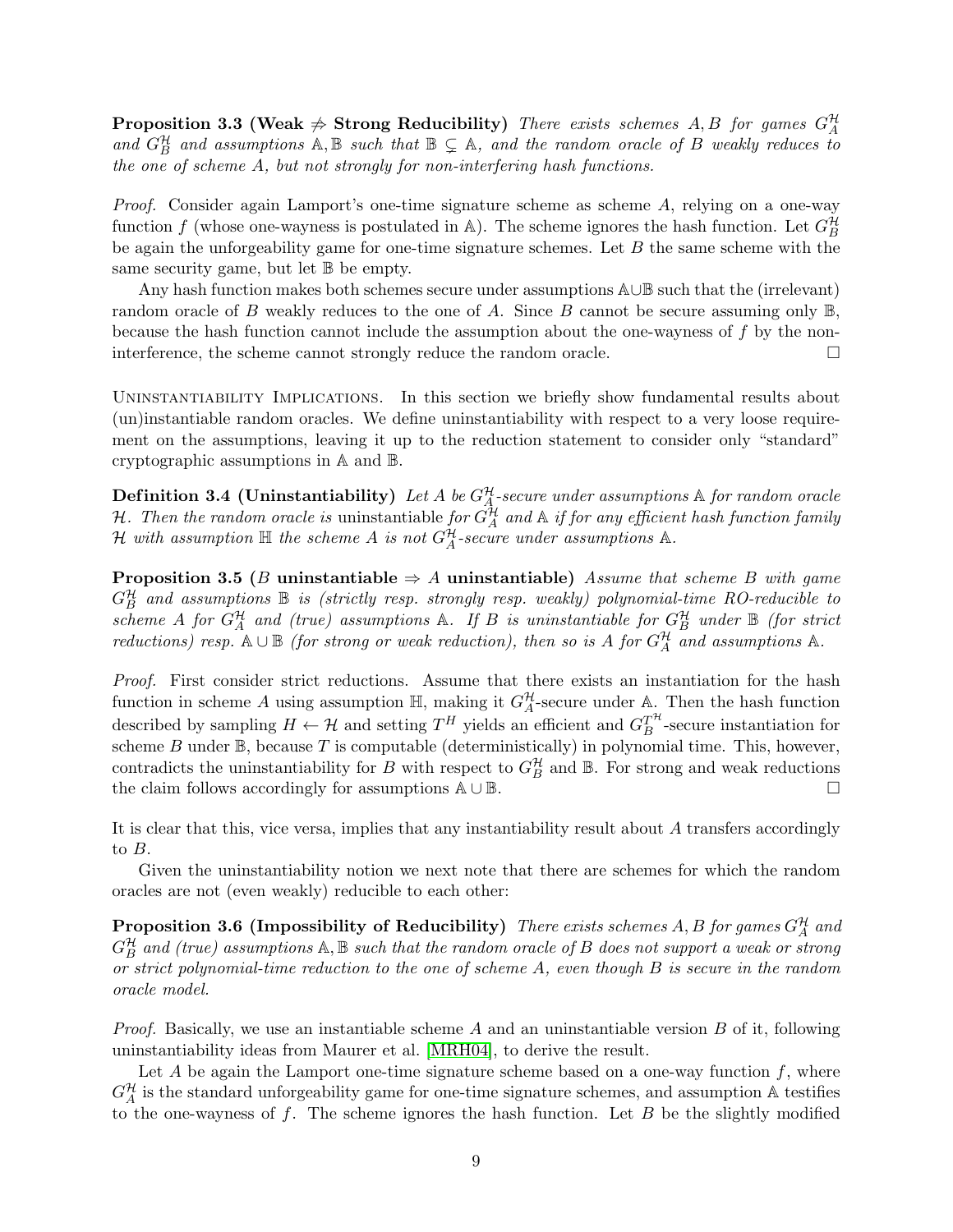**Proposition 3.3 (Weak $\not\Rightarrow$ Strong Reducibility)** *There exists schemes $A, B$ for games $G_A^{\mathcal{H}}$ and $G_B^{\mathcal{H}}$ and assumptions $\mathbb{A}, \mathbb{B}$ such that $\mathbb{B} \subsetneq \mathbb{A}$, and the random oracle of $B$ weakly reduces to the one of scheme $A$, but not strongly for non-interfering hash functions.*

*Proof.* Consider again Lamport's one-time signature scheme as scheme $A$, relying on a one-way function $f$ (whose one-wayness is postulated in $\mathbb{A}$). The scheme ignores the hash function. Let $G_B^{\mathcal{H}}$ be again the unforgeability game for one-time signature schemes. Let $B$ the same scheme with the same security game, but let $\mathbb{B}$ be empty.

Any hash function makes both schemes secure under assumptions $\mathbb{A} \cup \mathbb{B}$ such that the (irrelevant) random oracle of $B$ weakly reduces to the one of $A$. Since $B$ cannot be secure assuming only $\mathbb{B}$, because the hash function cannot include the assumption about the one-wayness of $f$ by the non-interference, the scheme cannot strongly reduce the random oracle. □

Uninstantiability Implications. In this section we briefly show fundamental results about (un)instantiable random oracles. We define uninstantiability with respect to a very loose requirement on the assumptions, leaving it up to the reduction statement to consider only "standard" cryptographic assumptions in $\mathbb{A}$ and $\mathbb{B}$.

**Definition 3.4 (Uninstantiability)** *Let $A$ be $G_A^{\mathcal{H}}$-secure under assumptions $\mathbb{A}$ for random oracle $\mathcal{H}$. Then the random oracle is* uninstantiable *for $G_A^{\mathcal{H}}$ and $\mathbb{A}$ if for any efficient hash function family $\mathcal{H}$ with assumption $\mathbb{H}$ the scheme $A$ is not $G_A^{\mathcal{H}}$-secure under assumptions $\mathbb{A}$.*

**Proposition 3.5 ($B$ uninstantiable $\Rightarrow$ $A$ uninstantiable)** *Assume that scheme $B$ with game $G_B^{\mathcal{H}}$ and assumptions $\mathbb{B}$ is (strictly resp. strongly resp. weakly) polynomial-time RO-reducible to scheme $A$ for $G_A^{\mathcal{H}}$ and (true) assumptions $\mathbb{A}$. If $B$ is uninstantiable for $G_B^{\mathcal{H}}$ under $\mathbb{B}$ (for strict reductions) resp. $\mathbb{A} \cup \mathbb{B}$ (for strong or weak reduction), then so is $A$ for $G_A^{\mathcal{H}}$ and assumptions $\mathbb{A}$.*

*Proof.* First consider strict reductions. Assume that there exists an instantiation for the hash function in scheme $A$ using assumption $\mathbb{H}$, making it $G_A^{\mathcal{H}}$-secure under $\mathbb{A}$. Then the hash function described by sampling $H \leftarrow \mathcal{H}$ and setting $T^H$ yields an efficient and $G_B^{T^{\mathcal{H}}}$-secure instantiation for scheme $B$ under $\mathbb{B}$, because $T$ is computable (deterministically) in polynomial time. This, however, contradicts the uninstantiability for $B$ with respect to $G_B^{\mathcal{H}}$ and $\mathbb{B}$. For strong and weak reductions the claim follows accordingly for assumptions $\mathbb{A} \cup \mathbb{B}$. □

It is clear that this, vice versa, implies that any instantiability result about $A$ transfers accordingly to $B$.

Given the uninstantiability notion we next note that there are schemes for which the random oracles are not (even weakly) reducible to each other:

**Proposition 3.6 (Impossibility of Reducibility)** *There exists schemes $A, B$ for games $G_A^{\mathcal{H}}$ and $G_B^{\mathcal{H}}$ and (true) assumptions $\mathbb{A}, \mathbb{B}$ such that the random oracle of $B$ does not support a weak or strong or strict polynomial-time reduction to the one of scheme $A$, even though $B$ is secure in the random oracle model.*

*Proof.* Basically, we use an instantiable scheme $A$ and an uninstantiable version $B$ of it, following uninstantiability ideas from Maurer et al. [MRH04], to derive the result.

Let $A$ be again the Lamport one-time signature scheme based on a one-way function $f$, where $G_A^{\mathcal{H}}$ is the standard unforgeability game for one-time signature schemes, and assumption $\mathbb{A}$ testifies to the one-wayness of $f$. The scheme ignores the hash function. Let $B$ be the slightly modified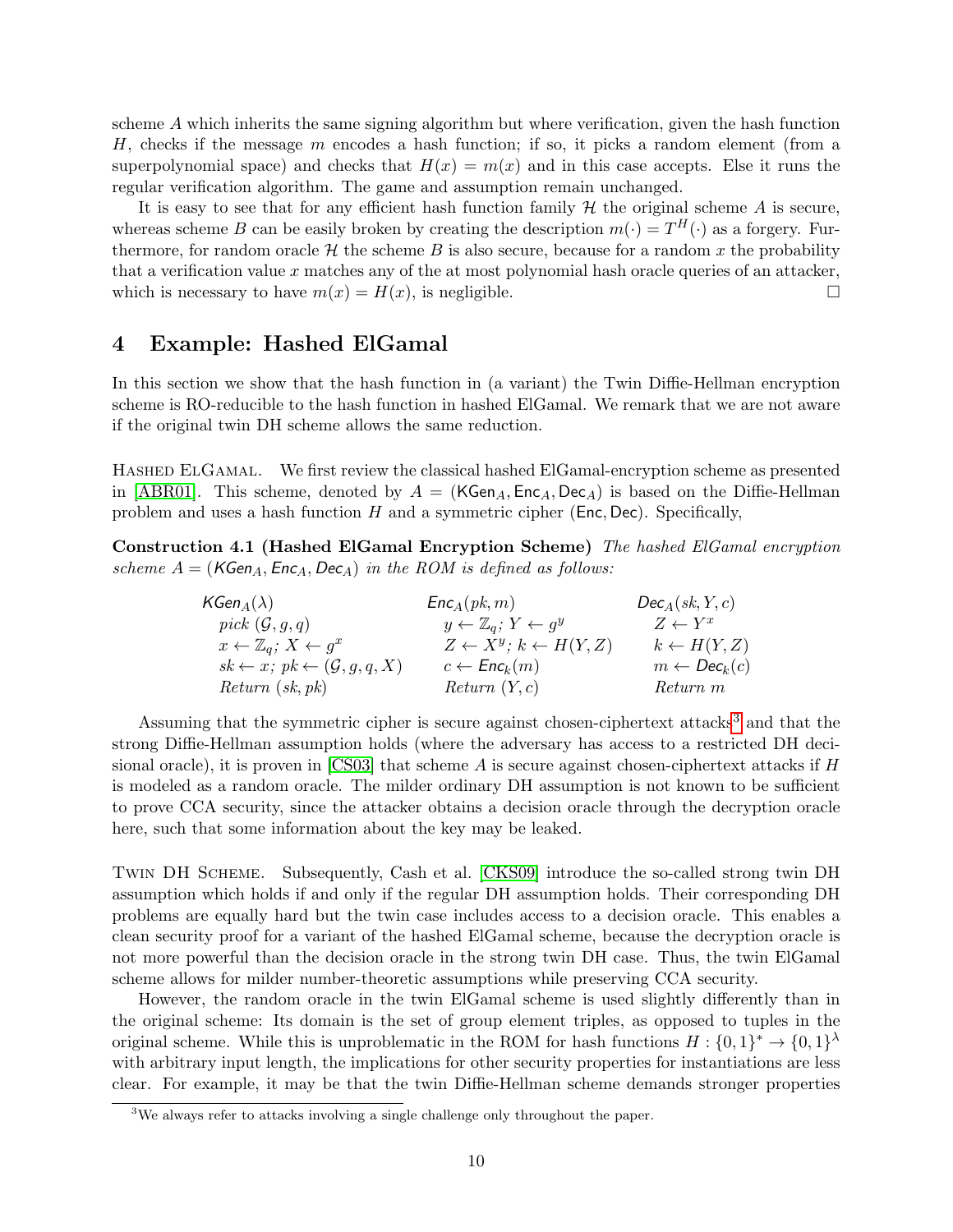scheme $A$ which inherits the same signing algorithm but where verification, given the hash function $H$, checks if the message $m$ encodes a hash function; if so, it picks a random element (from a superpolynomial space) and checks that $H(x) = m(x)$ and in this case accepts. Else it runs the regular verification algorithm. The game and assumption remain unchanged.

It is easy to see that for any efficient hash function family $\mathcal{H}$ the original scheme $A$ is secure, whereas scheme $B$ can be easily broken by creating the description $m(\cdot) = T^H(\cdot)$ as a forgery. Furthermore, for random oracle $\mathcal{H}$ the scheme $B$ is also secure, because for a random $x$ the probability that a verification value $x$ matches any of the at most polynomial hash oracle queries of an attacker, which is necessary to have $m(x) = H(x)$, is negligible. □

## 4 Example: Hashed ElGamal

In this section we show that the hash function in (a variant) the Twin Diffie-Hellman encryption scheme is RO-reducible to the hash function in hashed ElGamal. We remark that we are not aware if the original twin DH scheme allows the same reduction.

Hashed ElGamal. We first review the classical hashed ElGamal-encryption scheme as presented in [ABR01]. This scheme, denoted by $A = (\mathsf{KGen}_A, \mathsf{Enc}_A, \mathsf{Dec}_A)$ is based on the Diffie-Hellman problem and uses a hash function $H$ and a symmetric cipher $(\mathsf{Enc}, \mathsf{Dec})$. Specifically,

**Construction 4.1 (Hashed ElGamal Encryption Scheme)** *The hashed ElGamal encryption scheme $A = (\mathsf{KGen}_A, \mathsf{Enc}_A, \mathsf{Dec}_A)$ in the ROM is defined as follows:*

| $\mathsf{KGen}_A(\lambda)$ | $\mathsf{Enc}_A(pk, m)$ | $\mathsf{Dec}_A(sk, Y, c)$ |
|---|---|---|
| *pick* $(\mathcal{G}, g, q)$ | $y \leftarrow \mathbb{Z}_q$; $Y \leftarrow g^y$ | $Z \leftarrow Y^x$ |
| $x \leftarrow \mathbb{Z}_q$; $X \leftarrow g^x$ | $Z \leftarrow X^y$; $k \leftarrow H(Y, Z)$ | $k \leftarrow H(Y, Z)$ |
| $sk \leftarrow x$; $pk \leftarrow (\mathcal{G}, g, q, X)$ | $c \leftarrow \mathsf{Enc}_k(m)$ | $m \leftarrow \mathsf{Dec}_k(c)$ |
| *Return* $(sk, pk)$ | *Return* $(Y, c)$ | *Return* $m$ |

Assuming that the symmetric cipher is secure against chosen-ciphertext attacks[3] and that the strong Diffie-Hellman assumption holds (where the adversary has access to a restricted DH decisional oracle), it is proven in [CS03] that scheme $A$ is secure against chosen-ciphertext attacks if $H$ is modeled as a random oracle. The milder ordinary DH assumption is not known to be sufficient to prove CCA security, since the attacker obtains a decision oracle through the decryption oracle here, such that some information about the key may be leaked.

Twin DH Scheme. Subsequently, Cash et al. [CKS09] introduce the so-called strong twin DH assumption which holds if and only if the regular DH assumption holds. Their corresponding DH problems are equally hard but the twin case includes access to a decision oracle. This enables a clean security proof for a variant of the hashed ElGamal scheme, because the decryption oracle is not more powerful than the decision oracle in the strong twin DH case. Thus, the twin ElGamal scheme allows for milder number-theoretic assumptions while preserving CCA security.

However, the random oracle in the twin ElGamal scheme is used slightly differently than in the original scheme: Its domain is the set of group element triples, as opposed to tuples in the original scheme. While this is unproblematic in the ROM for hash functions $H : \{0,1\}^* \to \{0,1\}^\lambda$ with arbitrary input length, the implications for other security properties for instantiations are less clear. For example, it may be that the twin Diffie-Hellman scheme demands stronger properties

[3] We always refer to attacks involving a single challenge only throughout the paper.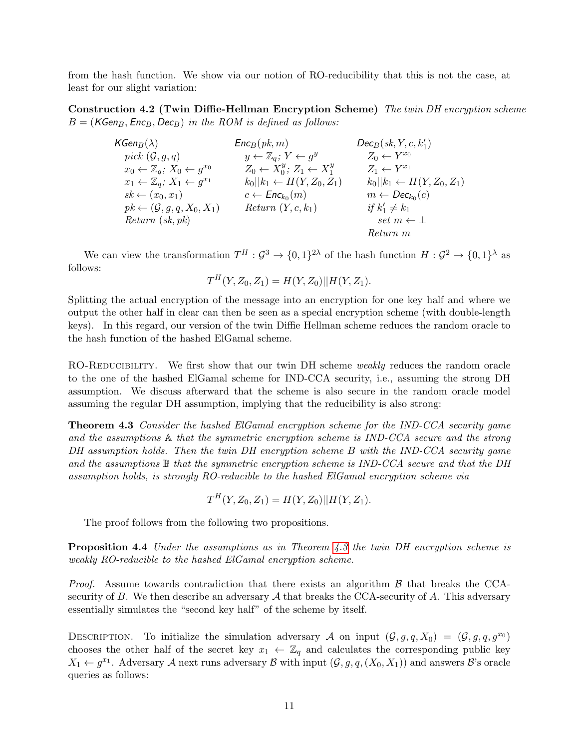from the hash function. We show via our notion of RO-reducibility that this is not the case, at least for our slight variation:

**Construction 4.2 (Twin Diffie-Hellman Encryption Scheme)** *The twin DH encryption scheme $B = (\mathsf{KGen}_B, \mathsf{Enc}_B, \mathsf{Dec}_B)$ in the ROM is defined as follows:*

| $\mathsf{KGen}_B(\lambda)$ | $\mathsf{Enc}_B(pk, m)$ | $\mathsf{Dec}_B(sk, Y, c, k_1')$ |
|---|---|---|
| pick $(\mathcal{G}, g, q)$ | $y \leftarrow \mathbb{Z}_q$; $Y \leftarrow g^y$ | $Z_0 \leftarrow Y^{x_0}$ |
| $x_0 \leftarrow \mathbb{Z}_q$; $X_0 \leftarrow g^{x_0}$ | $Z_0 \leftarrow X_0^y$; $Z_1 \leftarrow X_1^y$ | $Z_1 \leftarrow Y^{x_1}$ |
| $x_1 \leftarrow \mathbb{Z}_q$; $X_1 \leftarrow g^{x_1}$ | $k_0 \Vert k_1 \leftarrow H(Y, Z_0, Z_1)$ | $k_0 \Vert k_1 \leftarrow H(Y, Z_0, Z_1)$ |
| $sk \leftarrow (x_0, x_1)$ | $c \leftarrow \mathsf{Enc}_{k_0}(m)$ | $m \leftarrow \mathsf{Dec}_{k_0}(c)$ |
| $pk \leftarrow (\mathcal{G}, g, q, X_0, X_1)$ | Return $(Y, c, k_1)$ | if $k_1' \neq k_1$ |
| Return $(sk, pk)$ | | set $m \leftarrow \perp$ |
| | | Return $m$ |

We can view the transformation $T^H : \mathcal{G}^3 \to \{0,1\}^{2\lambda}$ of the hash function $H : \mathcal{G}^2 \to \{0,1\}^{\lambda}$ as follows:

$$T^H(Y, Z_0, Z_1) = H(Y, Z_0) || H(Y, Z_1).$$

Splitting the actual encryption of the message into an encryption for one key half and where we output the other half in clear can then be seen as a special encryption scheme (with double-length keys). In this regard, our version of the twin Diffie Hellman scheme reduces the random oracle to the hash function of the hashed ElGamal scheme.

RO-Reducibility. We first show that our twin DH scheme *weakly* reduces the random oracle to the one of the hashed ElGamal scheme for IND-CCA security, i.e., assuming the strong DH assumption. We discuss afterward that the scheme is also secure in the random oracle model assuming the regular DH assumption, implying that the reducibility is also strong:

**Theorem 4.3** *Consider the hashed ElGamal encryption scheme for the IND-CCA security game and the assumptions $\mathbb{A}$ that the symmetric encryption scheme is IND-CCA secure and the strong DH assumption holds. Then the twin DH encryption scheme $B$ with the IND-CCA security game and the assumptions $\mathbb{B}$ that the symmetric encryption scheme is IND-CCA secure and that the DH assumption holds, is strongly RO-reducible to the hashed ElGamal encryption scheme via*

$$T^H(Y, Z_0, Z_1) = H(Y, Z_0) || H(Y, Z_1).$$

The proof follows from the following two propositions.

**Proposition 4.4** *Under the assumptions as in Theorem 4.3 the twin DH encryption scheme is weakly RO-reducible to the hashed ElGamal encryption scheme.*

*Proof.* Assume towards contradiction that there exists an algorithm $\mathcal{B}$ that breaks the CCA-security of $B$. We then describe an adversary $\mathcal{A}$ that breaks the CCA-security of $A$. This adversary essentially simulates the "second key half" of the scheme by itself.

Description. To initialize the simulation adversary $\mathcal{A}$ on input $(\mathcal{G}, g, q, X_0) = (\mathcal{G}, g, q, g^{x_0})$ chooses the other half of the secret key $x_1 \leftarrow \mathbb{Z}_q$ and calculates the corresponding public key $X_1 \leftarrow g^{x_1}$. Adversary $\mathcal{A}$ next runs adversary $\mathcal{B}$ with input $(\mathcal{G}, g, q, (X_0, X_1))$ and answers $\mathcal{B}$'s oracle queries as follows: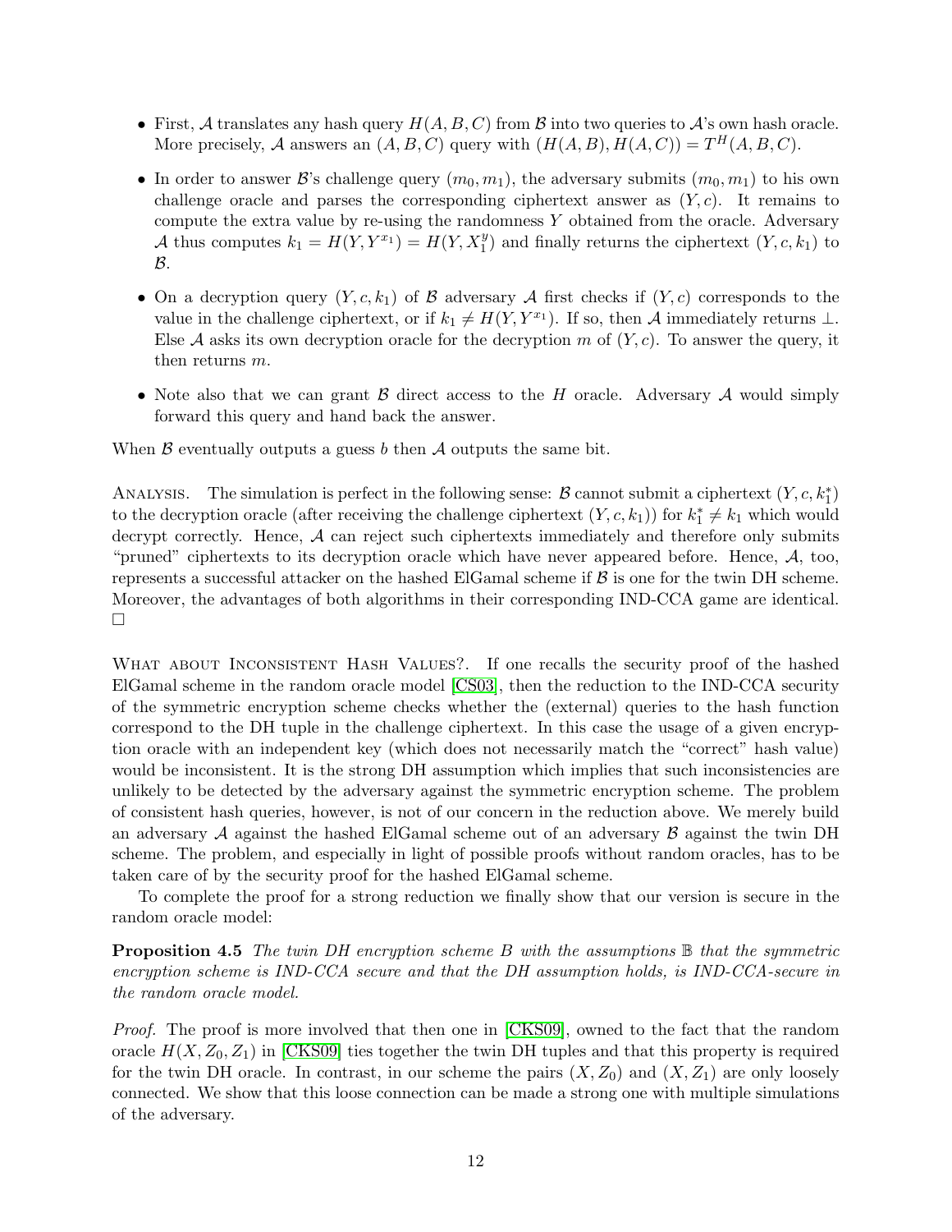- First, $\mathcal{A}$ translates any hash query $H(A, B, C)$ from $\mathcal{B}$ into two queries to $\mathcal{A}$'s own hash oracle. More precisely, $\mathcal{A}$ answers an $(A, B, C)$ query with $(H(A, B), H(A, C)) = T^H(A, B, C)$.
- In order to answer $\mathcal{B}$'s challenge query $(m_0, m_1)$, the adversary submits $(m_0, m_1)$ to his own challenge oracle and parses the corresponding ciphertext answer as $(Y, c)$. It remains to compute the extra value by re-using the randomness $Y$ obtained from the oracle. Adversary $\mathcal{A}$ thus computes $k_1 = H(Y, Y^{x_1}) = H(Y, X_1^y)$ and finally returns the ciphertext $(Y, c, k_1)$ to $\mathcal{B}$.
- On a decryption query $(Y, c, k_1)$ of $\mathcal{B}$ adversary $\mathcal{A}$ first checks if $(Y, c)$ corresponds to the value in the challenge ciphertext, or if $k_1 \neq H(Y, Y^{x_1})$. If so, then $\mathcal{A}$ immediately returns $\perp$. Else $\mathcal{A}$ asks its own decryption oracle for the decryption $m$ of $(Y, c)$. To answer the query, it then returns $m$.
- Note also that we can grant $\mathcal{B}$ direct access to the $H$ oracle. Adversary $\mathcal{A}$ would simply forward this query and hand back the answer.

When $\mathcal{B}$ eventually outputs a guess $b$ then $\mathcal{A}$ outputs the same bit.

Analysis. The simulation is perfect in the following sense: $\mathcal{B}$ cannot submit a ciphertext $(Y, c, k_1^*)$ to the decryption oracle (after receiving the challenge ciphertext $(Y, c, k_1)$) for $k_1^* \neq k_1$ which would decrypt correctly. Hence, $\mathcal{A}$ can reject such ciphertexts immediately and therefore only submits "pruned" ciphertexts to its decryption oracle which have never appeared before. Hence, $\mathcal{A}$, too, represents a successful attacker on the hashed ElGamal scheme if $\mathcal{B}$ is one for the twin DH scheme. Moreover, the advantages of both algorithms in their corresponding IND-CCA game are identical. □

What about Inconsistent Hash Values?. If one recalls the security proof of the hashed ElGamal scheme in the random oracle model [CS03], then the reduction to the IND-CCA security of the symmetric encryption scheme checks whether the (external) queries to the hash function correspond to the DH tuple in the challenge ciphertext. In this case the usage of a given encryption oracle with an independent key (which does not necessarily match the "correct" hash value) would be inconsistent. It is the strong DH assumption which implies that such inconsistencies are unlikely to be detected by the adversary against the symmetric encryption scheme. The problem of consistent hash queries, however, is not of our concern in the reduction above. We merely build an adversary $\mathcal{A}$ against the hashed ElGamal scheme out of an adversary $\mathcal{B}$ against the twin DH scheme. The problem, and especially in light of possible proofs without random oracles, has to be taken care of by the security proof for the hashed ElGamal scheme.

To complete the proof for a strong reduction we finally show that our version is secure in the random oracle model:

**Proposition 4.5** *The twin DH encryption scheme $B$ with the assumptions $\mathbb{B}$ that the symmetric encryption scheme is IND-CCA secure and that the DH assumption holds, is IND-CCA-secure in the random oracle model.*

*Proof.* The proof is more involved that then one in [CKS09], owned to the fact that the random oracle $H(X, Z_0, Z_1)$ in [CKS09] ties together the twin DH tuples and that this property is required for the twin DH oracle. In contrast, in our scheme the pairs $(X, Z_0)$ and $(X, Z_1)$ are only loosely connected. We show that this loose connection can be made a strong one with multiple simulations of the adversary.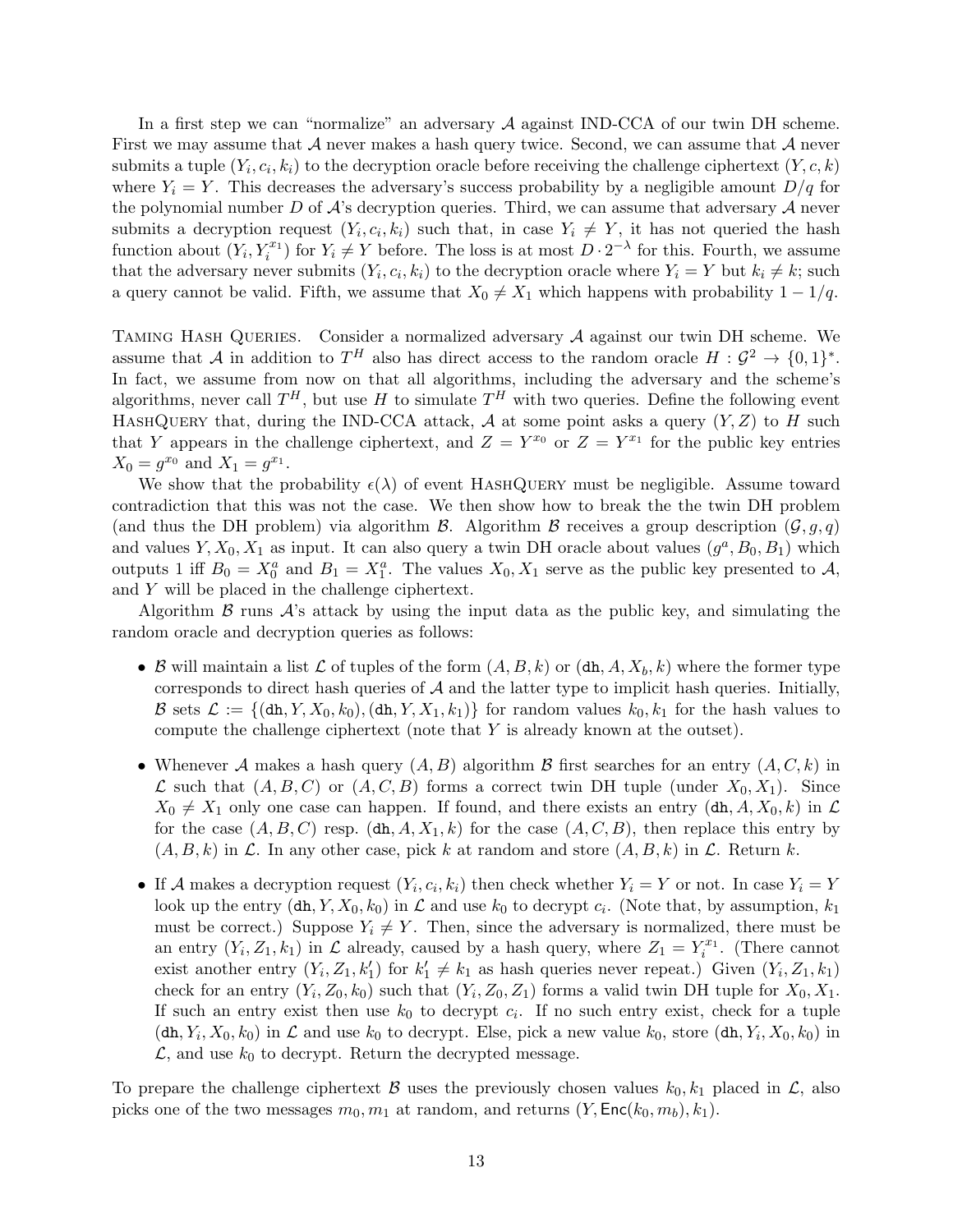In a first step we can "normalize" an adversary $\mathcal{A}$ against IND-CCA of our twin DH scheme. First we may assume that $\mathcal{A}$ never makes a hash query twice. Second, we can assume that $\mathcal{A}$ never submits a tuple $(Y_i, c_i, k_i)$ to the decryption oracle before receiving the challenge ciphertext $(Y, c, k)$ where $Y_i = Y$. This decreases the adversary's success probability by a negligible amount $D/q$ for the polynomial number $D$ of $\mathcal{A}$'s decryption queries. Third, we can assume that adversary $\mathcal{A}$ never submits a decryption request $(Y_i, c_i, k_i)$ such that, in case $Y_i \neq Y$, it has not queried the hash function about $(Y_i, Y_i^{x_1})$ for $Y_i \neq Y$ before. The loss is at most $D \cdot 2^{-\lambda}$ for this. Fourth, we assume that the adversary never submits $(Y_i, c_i, k_i)$ to the decryption oracle where $Y_i = Y$ but $k_i \neq k$; such a query cannot be valid. Fifth, we assume that $X_0 \neq X_1$ which happens with probability $1 - 1/q$.

Taming Hash Queries. Consider a normalized adversary $\mathcal{A}$ against our twin DH scheme. We assume that $\mathcal{A}$ in addition to $T^H$ also has direct access to the random oracle $H : \mathcal{G}^2 \to \{0,1\}^*$. In fact, we assume from now on that all algorithms, including the adversary and the scheme's algorithms, never call $T^H$, but use $H$ to simulate $T^H$ with two queries. Define the following event HashQuery that, during the IND-CCA attack, $\mathcal{A}$ at some point asks a query $(Y, Z)$ to $H$ such that $Y$ appears in the challenge ciphertext, and $Z = Y^{x_0}$ or $Z = Y^{x_1}$ for the public key entries $X_0 = g^{x_0}$ and $X_1 = g^{x_1}$.

We show that the probability $\epsilon(\lambda)$ of event HashQuery must be negligible. Assume toward contradiction that this was not the case. We then show how to break the the twin DH problem (and thus the DH problem) via algorithm $\mathcal{B}$. Algorithm $\mathcal{B}$ receives a group description $(\mathcal{G}, g, q)$ and values $Y, X_0, X_1$ as input. It can also query a twin DH oracle about values $(g^a, B_0, B_1)$ which outputs 1 iff $B_0 = X_0^a$ and $B_1 = X_1^a$. The values $X_0, X_1$ serve as the public key presented to $\mathcal{A}$, and $Y$ will be placed in the challenge ciphertext.

Algorithm $\mathcal{B}$ runs $\mathcal{A}$'s attack by using the input data as the public key, and simulating the random oracle and decryption queries as follows:

- $\mathcal{B}$ will maintain a list $\mathcal{L}$ of tuples of the form $(A, B, k)$ or $(\texttt{dh}, A, X_b, k)$ where the former type corresponds to direct hash queries of $\mathcal{A}$ and the latter type to implicit hash queries. Initially, $\mathcal{B}$ sets $\mathcal{L} := \{(\texttt{dh}, Y, X_0, k_0), (\texttt{dh}, Y, X_1, k_1)\}$ for random values $k_0, k_1$ for the hash values to compute the challenge ciphertext (note that $Y$ is already known at the outset).
- Whenever $\mathcal{A}$ makes a hash query $(A, B)$ algorithm $\mathcal{B}$ first searches for an entry $(A, C, k)$ in $\mathcal{L}$ such that $(A, B, C)$ or $(A, C, B)$ forms a correct twin DH tuple (under $X_0, X_1$). Since $X_0 \neq X_1$ only one case can happen. If found, and there exists an entry $(\texttt{dh}, A, X_0, k)$ in $\mathcal{L}$ for the case $(A, B, C)$ resp. $(\texttt{dh}, A, X_1, k)$ for the case $(A, C, B)$, then replace this entry by $(A, B, k)$ in $\mathcal{L}$. In any other case, pick $k$ at random and store $(A, B, k)$ in $\mathcal{L}$. Return $k$.
- If $\mathcal{A}$ makes a decryption request $(Y_i, c_i, k_i)$ then check whether $Y_i = Y$ or not. In case $Y_i = Y$ look up the entry $(\texttt{dh}, Y, X_0, k_0)$ in $\mathcal{L}$ and use $k_0$ to decrypt $c_i$. (Note that, by assumption, $k_1$ must be correct.) Suppose $Y_i \neq Y$. Then, since the adversary is normalized, there must be an entry $(Y_i, Z_1, k_1)$ in $\mathcal{L}$ already, caused by a hash query, where $Z_1 = Y_i^{x_1}$. (There cannot exist another entry $(Y_i, Z_1, k_1')$ for $k_1' \neq k_1$ as hash queries never repeat.) Given $(Y_i, Z_1, k_1)$ check for an entry $(Y_i, Z_0, k_0)$ such that $(Y_i, Z_0, Z_1)$ forms a valid twin DH tuple for $X_0, X_1$. If such an entry exist then use $k_0$ to decrypt $c_i$. If no such entry exist, check for a tuple $(\texttt{dh}, Y_i, X_0, k_0)$ in $\mathcal{L}$ and use $k_0$ to decrypt. Else, pick a new value $k_0$, store $(\texttt{dh}, Y_i, X_0, k_0)$ in $\mathcal{L}$, and use $k_0$ to decrypt. Return the decrypted message.

To prepare the challenge ciphertext $\mathcal{B}$ uses the previously chosen values $k_0, k_1$ placed in $\mathcal{L}$, also picks one of the two messages $m_0, m_1$ at random, and returns $(Y, \mathsf{Enc}(k_0, m_b), k_1)$.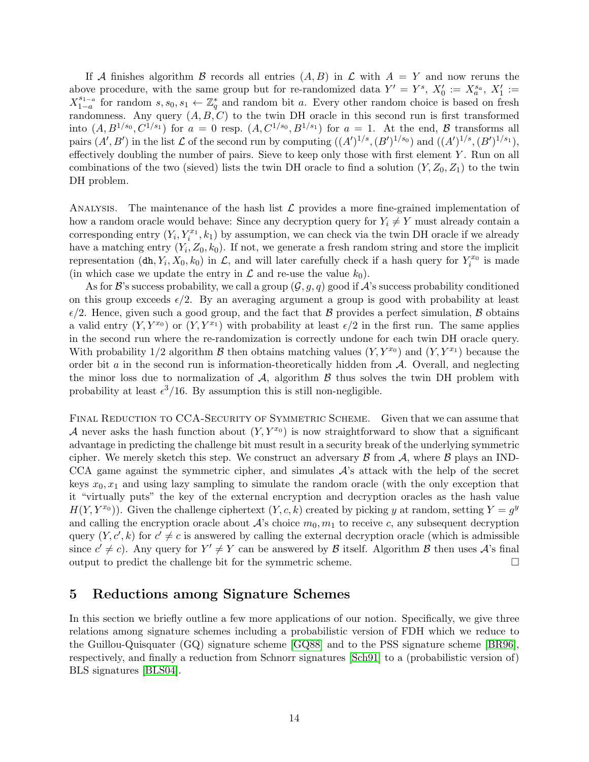If $\mathcal{A}$ finishes algorithm $\mathcal{B}$ records all entries $(A, B)$ in $\mathcal{L}$ with $A = Y$ and now reruns the above procedure, with the same group but for re-randomized data $Y' = Y^s$, $X_0' := X_a^{s_a}$, $X_1' := X_{1-a}^{s_{1-a}}$ for random $s, s_0, s_1 \leftarrow \mathbb{Z}_q^*$ and random bit $a$. Every other random choice is based on fresh randomness. Any query $(A, B, C)$ to the twin DH oracle in this second run is first transformed into $(A, B^{1/s_0}, C^{1/s_1})$ for $a = 0$ resp. $(A, C^{1/s_0}, B^{1/s_1})$ for $a = 1$. At the end, $\mathcal{B}$ transforms all pairs $(A', B')$ in the list $\mathcal{L}$ of the second run by computing $((A')^{1/s}, (B')^{1/s_0})$ and $((A')^{1/s}, (B')^{1/s_1})$, effectively doubling the number of pairs. Sieve to keep only those with first element $Y$. Run on all combinations of the two (sieved) lists the twin DH oracle to find a solution $(Y, Z_0, Z_1)$ to the twin DH problem.

Analysis. The maintenance of the hash list $\mathcal{L}$ provides a more fine-grained implementation of how a random oracle would behave: Since any decryption query for $Y_i \neq Y$ must already contain a corresponding entry $(Y_i, Y_i^{x_1}, k_1)$ by assumption, we can check via the twin DH oracle if we already have a matching entry $(Y_i, Z_0, k_0)$. If not, we generate a fresh random string and store the implicit representation $(\mathtt{dh}, Y_i, X_0, k_0)$ in $\mathcal{L}$, and will later carefully check if a hash query for $Y_i^{x_0}$ is made (in which case we update the entry in $\mathcal{L}$ and re-use the value $k_0$).

As for $\mathcal{B}$'s success probability, we call a group $(\mathcal{G}, g, q)$ good if $\mathcal{A}$'s success probability conditioned on this group exceeds $\epsilon/2$. By an averaging argument a group is good with probability at least $\epsilon/2$. Hence, given such a good group, and the fact that $\mathcal{B}$ provides a perfect simulation, $\mathcal{B}$ obtains a valid entry $(Y, Y^{x_0})$ or $(Y, Y^{x_1})$ with probability at least $\epsilon/2$ in the first run. The same applies in the second run where the re-randomization is correctly undone for each twin DH oracle query. With probability $1/2$ algorithm $\mathcal{B}$ then obtains matching values $(Y, Y^{x_0})$ and $(Y, Y^{x_1})$ because the order bit $a$ in the second run is information-theoretically hidden from $\mathcal{A}$. Overall, and neglecting the minor loss due to normalization of $\mathcal{A}$, algorithm $\mathcal{B}$ thus solves the twin DH problem with probability at least $\epsilon^3/16$. By assumption this is still non-negligible.

Final Reduction to CCA-Security of Symmetric Scheme. Given that we can assume that $\mathcal{A}$ never asks the hash function about $(Y, Y^{x_0})$ is now straightforward to show that a significant advantage in predicting the challenge bit must result in a security break of the underlying symmetric cipher. We merely sketch this step. We construct an adversary $\mathcal{B}$ from $\mathcal{A}$, where $\mathcal{B}$ plays an IND-CCA game against the symmetric cipher, and simulates $\mathcal{A}$'s attack with the help of the secret keys $x_0, x_1$ and using lazy sampling to simulate the random oracle (with the only exception that it "virtually puts" the key of the external encryption and decryption oracles as the hash value $H(Y, Y^{x_0})$). Given the challenge ciphertext $(Y, c, k)$ created by picking $y$ at random, setting $Y = g^y$ and calling the encryption oracle about $\mathcal{A}$'s choice $m_0, m_1$ to receive $c$, any subsequent decryption query $(Y, c', k)$ for $c' \neq c$ is answered by calling the external decryption oracle (which is admissible since $c' \neq c$). Any query for $Y' \neq Y$ can be answered by $\mathcal{B}$ itself. Algorithm $\mathcal{B}$ then uses $\mathcal{A}$'s final output to predict the challenge bit for the symmetric scheme. □

## 5 Reductions among Signature Schemes

In this section we briefly outline a few more applications of our notion. Specifically, we give three relations among signature schemes including a probabilistic version of FDH which we reduce to the Guillou-Quisquater (GQ) signature scheme [GQ88] and to the PSS signature scheme [BR96], respectively, and finally a reduction from Schnorr signatures [Sch91] to a (probabilistic version of) BLS signatures [BLS04].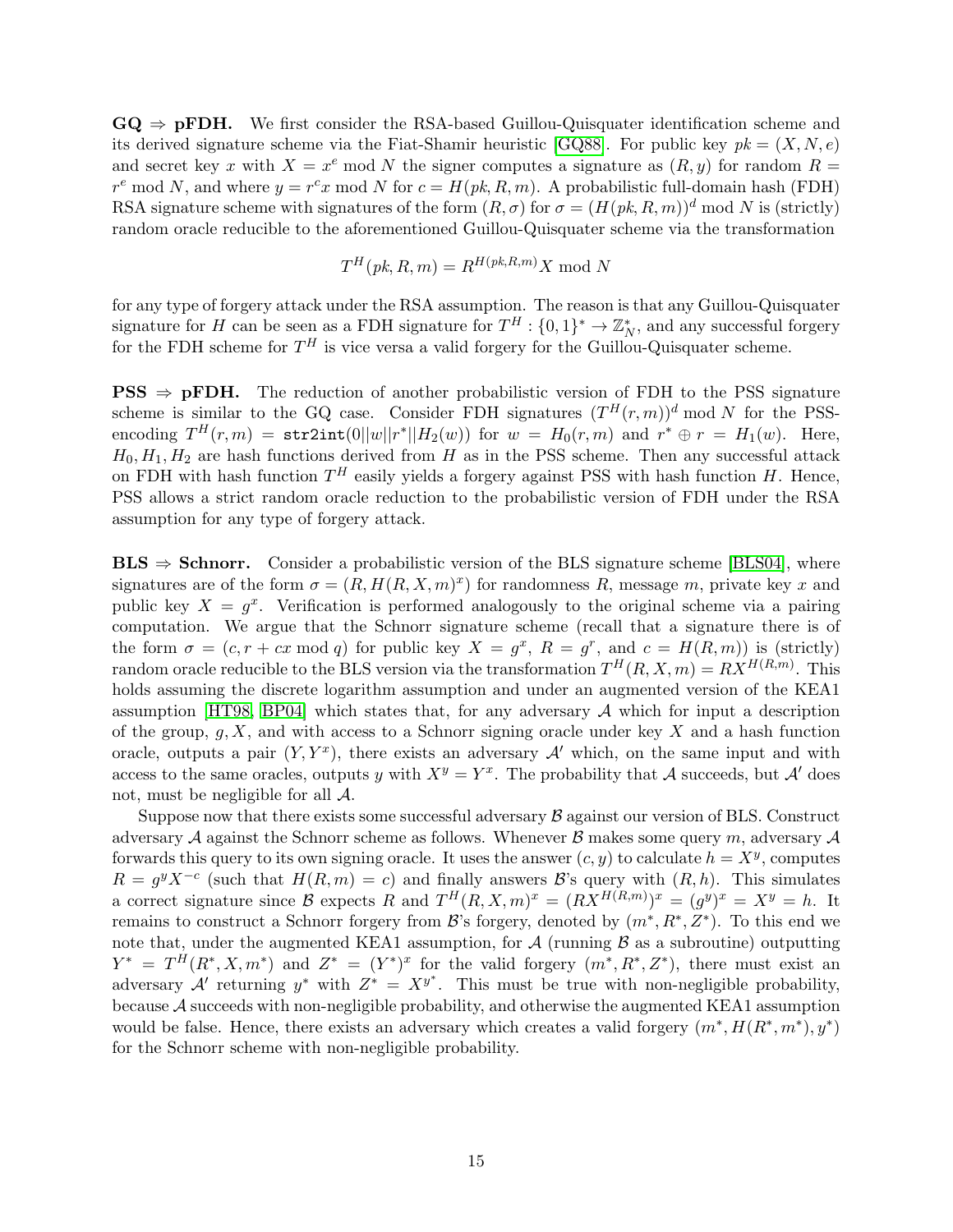**GQ ⇒ pFDH.** We first consider the RSA-based Guillou-Quisquater identification scheme and its derived signature scheme via the Fiat-Shamir heuristic [GQ88]. For public key $pk = (X, N, e)$ and secret key $x$ with $X = x^e \bmod N$ the signer computes a signature as $(R, y)$ for random $R = r^e \bmod N$, and where $y = r^c x \bmod N$ for $c = H(pk, R, m)$. A probabilistic full-domain hash (FDH) RSA signature scheme with signatures of the form $(R, \sigma)$ for $\sigma = (H(pk, R, m))^d \bmod N$ is (strictly) random oracle reducible to the aforementioned Guillou-Quisquater scheme via the transformation

$$T^H(pk, R, m) = R^{H(pk,R,m)} X \bmod N$$

for any type of forgery attack under the RSA assumption. The reason is that any Guillou-Quisquater signature for $H$ can be seen as a FDH signature for $T^H : \{0,1\}^* \to \mathbb{Z}_N^*$, and any successful forgery for the FDH scheme for $T^H$ is vice versa a valid forgery for the Guillou-Quisquater scheme.

**PSS ⇒ pFDH.** The reduction of another probabilistic version of FDH to the PSS signature scheme is similar to the GQ case. Consider FDH signatures $(T^H(r, m))^d \bmod N$ for the PSS-encoding $T^H(r, m) = \texttt{str2int}(0||w||r^*||H_2(w))$ for $w = H_0(r, m)$ and $r^* \oplus r = H_1(w)$. Here, $H_0, H_1, H_2$ are hash functions derived from $H$ as in the PSS scheme. Then any successful attack on FDH with hash function $T^H$ easily yields a forgery against PSS with hash function $H$. Hence, PSS allows a strict random oracle reduction to the probabilistic version of FDH under the RSA assumption for any type of forgery attack.

**BLS ⇒ Schnorr.** Consider a probabilistic version of the BLS signature scheme [BLS04], where signatures are of the form $\sigma = (R, H(R, X, m)^x)$ for randomness $R$, message $m$, private key $x$ and public key $X = g^x$. Verification is performed analogously to the original scheme via a pairing computation. We argue that the Schnorr signature scheme (recall that a signature there is of the form $\sigma = (c, r + cx \bmod q)$ for public key $X = g^x$, $R = g^r$, and $c = H(R, m)$) is (strictly) random oracle reducible to the BLS version via the transformation $T^H(R, X, m) = RX^{H(R,m)}$. This holds assuming the discrete logarithm assumption and under an augmented version of the KEA1 assumption [HT98, BP04] which states that, for any adversary $\mathcal{A}$ which for input a description of the group, $g, X$, and with access to a Schnorr signing oracle under key $X$ and a hash function oracle, outputs a pair $(Y, Y^x)$, there exists an adversary $\mathcal{A}'$ which, on the same input and with access to the same oracles, outputs $y$ with $X^y = Y^x$. The probability that $\mathcal{A}$ succeeds, but $\mathcal{A}'$ does not, must be negligible for all $\mathcal{A}$.

Suppose now that there exists some successful adversary $\mathcal{B}$ against our version of BLS. Construct adversary $\mathcal{A}$ against the Schnorr scheme as follows. Whenever $\mathcal{B}$ makes some query $m$, adversary $\mathcal{A}$ forwards this query to its own signing oracle. It uses the answer $(c, y)$ to calculate $h = X^y$, computes $R = g^y X^{-c}$ (such that $H(R, m) = c$) and finally answers $\mathcal{B}$'s query with $(R, h)$. This simulates a correct signature since $\mathcal{B}$ expects $R$ and $T^H(R, X, m)^x = (RX^{H(R,m)})^x = (g^y)^x = X^y = h$. It remains to construct a Schnorr forgery from $\mathcal{B}$'s forgery, denoted by $(m^*, R^*, Z^*)$. To this end we note that, under the augmented KEA1 assumption, for $\mathcal{A}$ (running $\mathcal{B}$ as a subroutine) outputting $Y^* = T^H(R^*, X, m^*)$ and $Z^* = (Y^*)^x$ for the valid forgery $(m^*, R^*, Z^*)$, there must exist an adversary $\mathcal{A}'$ returning $y^*$ with $Z^* = X^{y^*}$. This must be true with non-negligible probability, because $\mathcal{A}$ succeeds with non-negligible probability, and otherwise the augmented KEA1 assumption would be false. Hence, there exists an adversary which creates a valid forgery $(m^*, H(R^*, m^*), y^*)$ for the Schnorr scheme with non-negligible probability.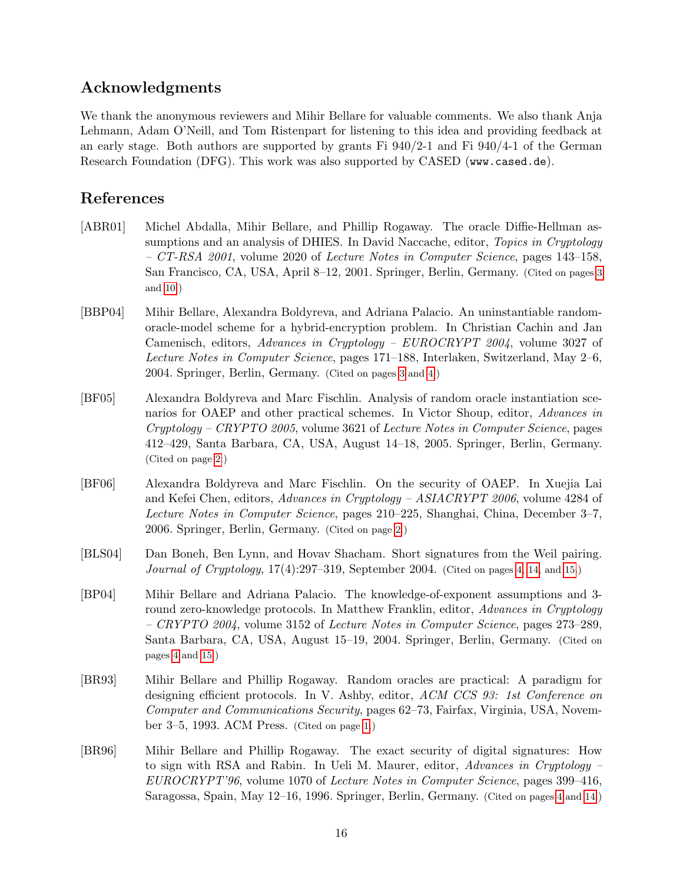## Acknowledgments

We thank the anonymous reviewers and Mihir Bellare for valuable comments. We also thank Anja Lehmann, Adam O'Neill, and Tom Ristenpart for listening to this idea and providing feedback at an early stage. Both authors are supported by grants Fi 940/2-1 and Fi 940/4-1 of the German Research Foundation (DFG). This work was also supported by CASED (`www.cased.de`).

## References

[ABR01] Michel Abdalla, Mihir Bellare, and Phillip Rogaway. The oracle Diffie-Hellman assumptions and an analysis of DHIES. In David Naccache, editor, *Topics in Cryptology – CT-RSA 2001*, volume 2020 of *Lecture Notes in Computer Science*, pages 143–158, San Francisco, CA, USA, April 8–12, 2001. Springer, Berlin, Germany. (Cited on pages 3 and 10.)

[BBP04] Mihir Bellare, Alexandra Boldyreva, and Adriana Palacio. An uninstantiable random-oracle-model scheme for a hybrid-encryption problem. In Christian Cachin and Jan Camenisch, editors, *Advances in Cryptology – EUROCRYPT 2004*, volume 3027 of *Lecture Notes in Computer Science*, pages 171–188, Interlaken, Switzerland, May 2–6, 2004. Springer, Berlin, Germany. (Cited on pages 3 and 4.)

[BF05] Alexandra Boldyreva and Marc Fischlin. Analysis of random oracle instantiation scenarios for OAEP and other practical schemes. In Victor Shoup, editor, *Advances in Cryptology – CRYPTO 2005*, volume 3621 of *Lecture Notes in Computer Science*, pages 412–429, Santa Barbara, CA, USA, August 14–18, 2005. Springer, Berlin, Germany. (Cited on page 2.)

[BF06] Alexandra Boldyreva and Marc Fischlin. On the security of OAEP. In Xuejia Lai and Kefei Chen, editors, *Advances in Cryptology – ASIACRYPT 2006*, volume 4284 of *Lecture Notes in Computer Science*, pages 210–225, Shanghai, China, December 3–7, 2006. Springer, Berlin, Germany. (Cited on page 2.)

[BLS04] Dan Boneh, Ben Lynn, and Hovav Shacham. Short signatures from the Weil pairing. *Journal of Cryptology*, 17(4):297–319, September 2004. (Cited on pages 4, 14, and 15.)

[BP04] Mihir Bellare and Adriana Palacio. The knowledge-of-exponent assumptions and 3-round zero-knowledge protocols. In Matthew Franklin, editor, *Advances in Cryptology – CRYPTO 2004*, volume 3152 of *Lecture Notes in Computer Science*, pages 273–289, Santa Barbara, CA, USA, August 15–19, 2004. Springer, Berlin, Germany. (Cited on pages 4 and 15.)

[BR93] Mihir Bellare and Phillip Rogaway. Random oracles are practical: A paradigm for designing efficient protocols. In V. Ashby, editor, *ACM CCS 93: 1st Conference on Computer and Communications Security*, pages 62–73, Fairfax, Virginia, USA, November 3–5, 1993. ACM Press. (Cited on page 1.)

[BR96] Mihir Bellare and Phillip Rogaway. The exact security of digital signatures: How to sign with RSA and Rabin. In Ueli M. Maurer, editor, *Advances in Cryptology – EUROCRYPT'96*, volume 1070 of *Lecture Notes in Computer Science*, pages 399–416, Saragossa, Spain, May 12–16, 1996. Springer, Berlin, Germany. (Cited on pages 4 and 14.)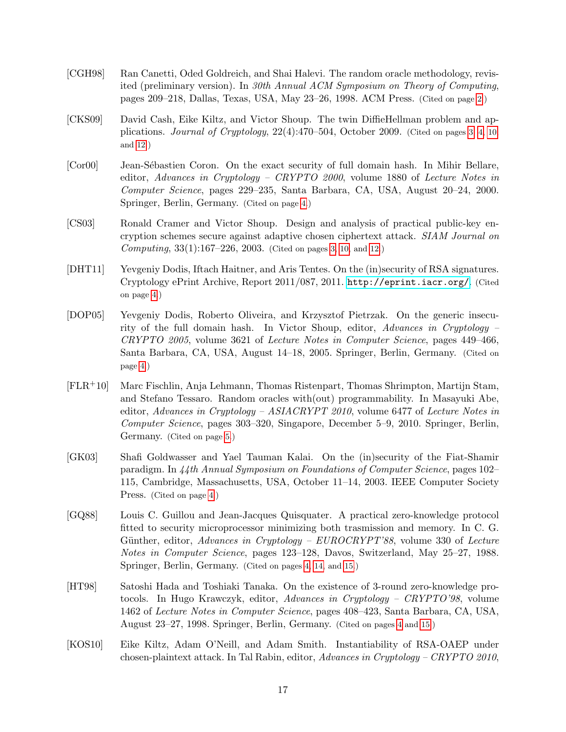[CGH98] Ran Canetti, Oded Goldreich, and Shai Halevi. The random oracle methodology, revisited (preliminary version). In *30th Annual ACM Symposium on Theory of Computing*, pages 209–218, Dallas, Texas, USA, May 23–26, 1998. ACM Press. (Cited on page 2.)

[CKS09] David Cash, Eike Kiltz, and Victor Shoup. The twin DiffieHellman problem and applications. *Journal of Cryptology*, 22(4):470–504, October 2009. (Cited on pages 3, 4, 10, and 12.)

[Cor00] Jean-Sébastien Coron. On the exact security of full domain hash. In Mihir Bellare, editor, *Advances in Cryptology – CRYPTO 2000*, volume 1880 of *Lecture Notes in Computer Science*, pages 229–235, Santa Barbara, CA, USA, August 20–24, 2000. Springer, Berlin, Germany. (Cited on page 4.)

[CS03] Ronald Cramer and Victor Shoup. Design and analysis of practical public-key encryption schemes secure against adaptive chosen ciphertext attack. *SIAM Journal on Computing*, 33(1):167–226, 2003. (Cited on pages 3, 10, and 12.)

[DHT11] Yevgeniy Dodis, Iftach Haitner, and Aris Tentes. On the (in)security of RSA signatures. Cryptology ePrint Archive, Report 2011/087, 2011. http://eprint.iacr.org/. (Cited on page 4.)

[DOP05] Yevgeniy Dodis, Roberto Oliveira, and Krzysztof Pietrzak. On the generic insecurity of the full domain hash. In Victor Shoup, editor, *Advances in Cryptology – CRYPTO 2005*, volume 3621 of *Lecture Notes in Computer Science*, pages 449–466, Santa Barbara, CA, USA, August 14–18, 2005. Springer, Berlin, Germany. (Cited on page 4.)

[FLR+10] Marc Fischlin, Anja Lehmann, Thomas Ristenpart, Thomas Shrimpton, Martijn Stam, and Stefano Tessaro. Random oracles with(out) programmability. In Masayuki Abe, editor, *Advances in Cryptology – ASIACRYPT 2010*, volume 6477 of *Lecture Notes in Computer Science*, pages 303–320, Singapore, December 5–9, 2010. Springer, Berlin, Germany. (Cited on page 5.)

[GK03] Shafi Goldwasser and Yael Tauman Kalai. On the (in)security of the Fiat-Shamir paradigm. In *44th Annual Symposium on Foundations of Computer Science*, pages 102–115, Cambridge, Massachusetts, USA, October 11–14, 2003. IEEE Computer Society Press. (Cited on page 4.)

[GQ88] Louis C. Guillou and Jean-Jacques Quisquater. A practical zero-knowledge protocol fitted to security microprocessor minimizing both trasmission and memory. In C. G. Günther, editor, *Advances in Cryptology – EUROCRYPT'88*, volume 330 of *Lecture Notes in Computer Science*, pages 123–128, Davos, Switzerland, May 25–27, 1988. Springer, Berlin, Germany. (Cited on pages 4, 14, and 15.)

[HT98] Satoshi Hada and Toshiaki Tanaka. On the existence of 3-round zero-knowledge protocols. In Hugo Krawczyk, editor, *Advances in Cryptology – CRYPTO'98*, volume 1462 of *Lecture Notes in Computer Science*, pages 408–423, Santa Barbara, CA, USA, August 23–27, 1998. Springer, Berlin, Germany. (Cited on pages 4 and 15.)

[KOS10] Eike Kiltz, Adam O'Neill, and Adam Smith. Instantiability of RSA-OAEP under chosen-plaintext attack. In Tal Rabin, editor, *Advances in Cryptology – CRYPTO 2010*,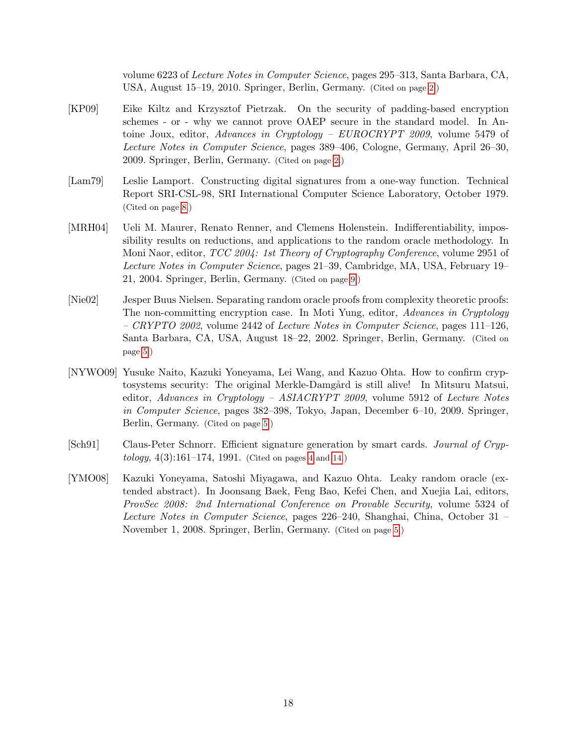volume 6223 of *Lecture Notes in Computer Science*, pages 295–313, Santa Barbara, CA, USA, August 15–19, 2010. Springer, Berlin, Germany. (Cited on page 2.)

[KP09] Eike Kiltz and Krzysztof Pietrzak. On the security of padding-based encryption schemes - or - why we cannot prove OAEP secure in the standard model. In Antoine Joux, editor, *Advances in Cryptology – EUROCRYPT 2009*, volume 5479 of *Lecture Notes in Computer Science*, pages 389–406, Cologne, Germany, April 26–30, 2009. Springer, Berlin, Germany. (Cited on page 2.)

[Lam79] Leslie Lamport. Constructing digital signatures from a one-way function. Technical Report SRI-CSL-98, SRI International Computer Science Laboratory, October 1979. (Cited on page 8.)

[MRH04] Ueli M. Maurer, Renato Renner, and Clemens Holenstein. Indifferentiability, impossibility results on reductions, and applications to the random oracle methodology. In Moni Naor, editor, *TCC 2004: 1st Theory of Cryptography Conference*, volume 2951 of *Lecture Notes in Computer Science*, pages 21–39, Cambridge, MA, USA, February 19–21, 2004. Springer, Berlin, Germany. (Cited on page 9.)

[Nie02] Jesper Buus Nielsen. Separating random oracle proofs from complexity theoretic proofs: The non-committing encryption case. In Moti Yung, editor, *Advances in Cryptology – CRYPTO 2002*, volume 2442 of *Lecture Notes in Computer Science*, pages 111–126, Santa Barbara, CA, USA, August 18–22, 2002. Springer, Berlin, Germany. (Cited on page 5.)

[NYWO09] Yusuke Naito, Kazuki Yoneyama, Lei Wang, and Kazuo Ohta. How to confirm cryptosystems security: The original Merkle-Damgård is still alive! In Mitsuru Matsui, editor, *Advances in Cryptology – ASIACRYPT 2009*, volume 5912 of *Lecture Notes in Computer Science*, pages 382–398, Tokyo, Japan, December 6–10, 2009. Springer, Berlin, Germany. (Cited on page 5.)

[Sch91] Claus-Peter Schnorr. Efficient signature generation by smart cards. *Journal of Cryptology*, 4(3):161–174, 1991. (Cited on pages 4 and 14.)

[YMO08] Kazuki Yoneyama, Satoshi Miyagawa, and Kazuo Ohta. Leaky random oracle (extended abstract). In Joonsang Baek, Feng Bao, Kefei Chen, and Xuejia Lai, editors, *ProvSec 2008: 2nd International Conference on Provable Security*, volume 5324 of *Lecture Notes in Computer Science*, pages 226–240, Shanghai, China, October 31 – November 1, 2008. Springer, Berlin, Germany. (Cited on page 5.)